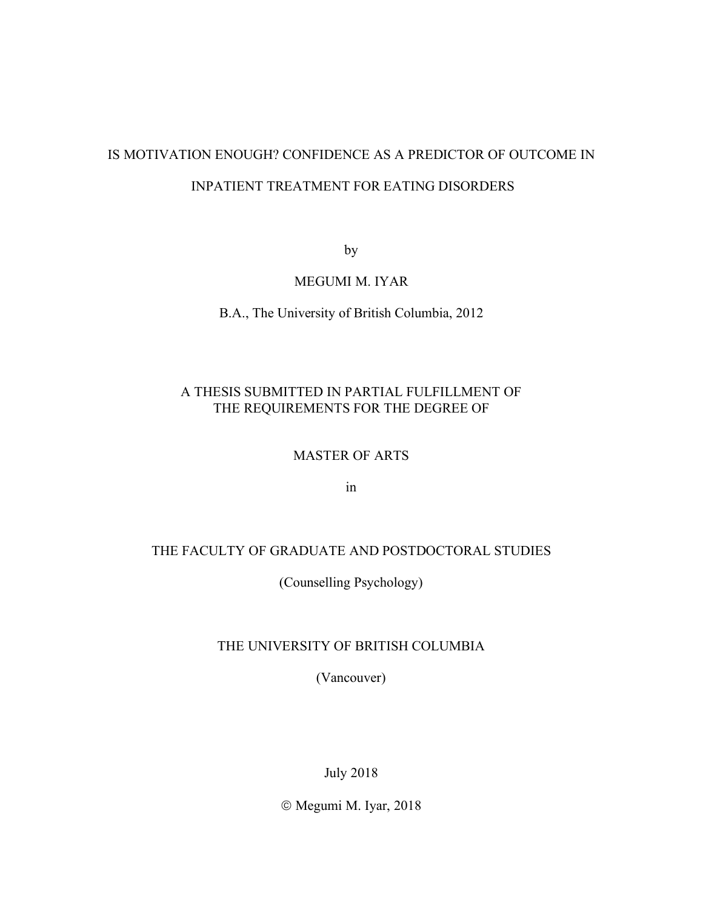# IS MOTIVATION ENOUGH? CONFIDENCE AS A PREDICTOR OF OUTCOME IN INPATIENT TREATMENT FOR EATING DISORDERS

by

MEGUMI M. IYAR

B.A., The University of British Columbia, 2012

A THESIS SUBMITTED IN PARTIAL FULFILLMENT OF
THE REQUIREMENTS FOR THE DEGREE OF

MASTER OF ARTS

in

THE FACULTY OF GRADUATE AND POSTDOCTORAL STUDIES

(Counselling Psychology)

THE UNIVERSITY OF BRITISH COLUMBIA

(Vancouver)

July 2018

© Megumi M. Iyar, 2018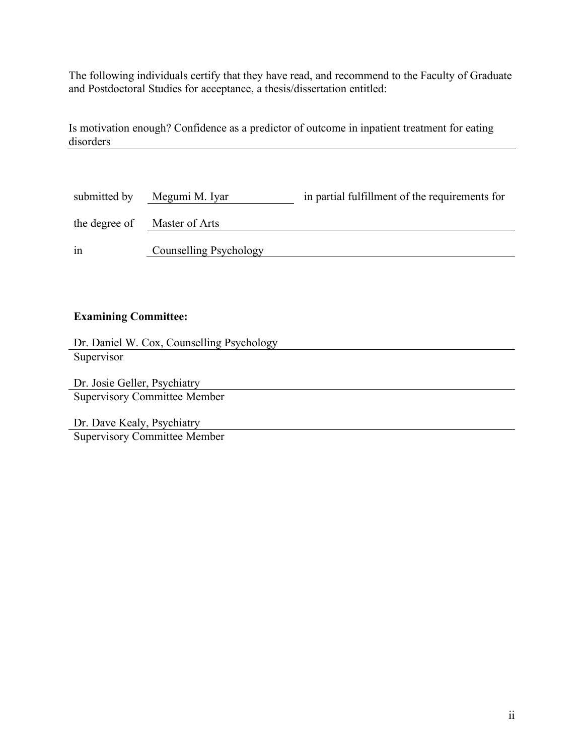The following individuals certify that they have read, and recommend to the Faculty of Graduate and Postdoctoral Studies for acceptance, a thesis/dissertation entitled:

Is motivation enough? Confidence as a predictor of outcome in inpatient treatment for eating disorders

submitted by Megumi M. Iyar in partial fulfillment of the requirements for

the degree of Master of Arts

in Counselling Psychology

**Examining Committee:**

Dr. Daniel W. Cox, Counselling Psychology
Supervisor

Dr. Josie Geller, Psychiatry
Supervisory Committee Member

Dr. Dave Kealy, Psychiatry
Supervisory Committee Member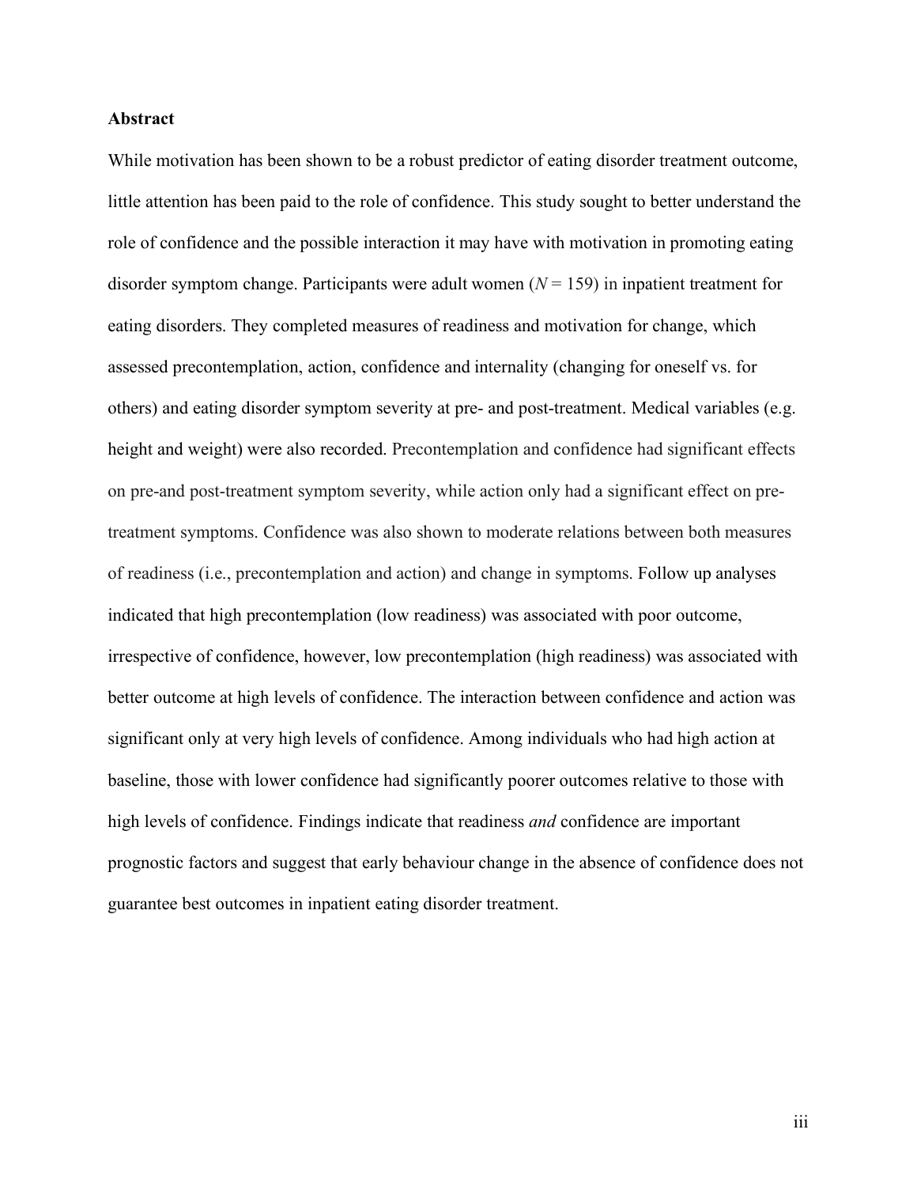**Abstract**

While motivation has been shown to be a robust predictor of eating disorder treatment outcome, little attention has been paid to the role of confidence. This study sought to better understand the role of confidence and the possible interaction it may have with motivation in promoting eating disorder symptom change. Participants were adult women ($N$ = 159) in inpatient treatment for eating disorders. They completed measures of readiness and motivation for change, which assessed precontemplation, action, confidence and internality (changing for oneself vs. for others) and eating disorder symptom severity at pre- and post-treatment. Medical variables (e.g. height and weight) were also recorded. Precontemplation and confidence had significant effects on pre-and post-treatment symptom severity, while action only had a significant effect on pre-treatment symptoms. Confidence was also shown to moderate relations between both measures of readiness (i.e., precontemplation and action) and change in symptoms. Follow up analyses indicated that high precontemplation (low readiness) was associated with poor outcome, irrespective of confidence, however, low precontemplation (high readiness) was associated with better outcome at high levels of confidence. The interaction between confidence and action was significant only at very high levels of confidence. Among individuals who had high action at baseline, those with lower confidence had significantly poorer outcomes relative to those with high levels of confidence. Findings indicate that readiness *and* confidence are important prognostic factors and suggest that early behaviour change in the absence of confidence does not guarantee best outcomes in inpatient eating disorder treatment.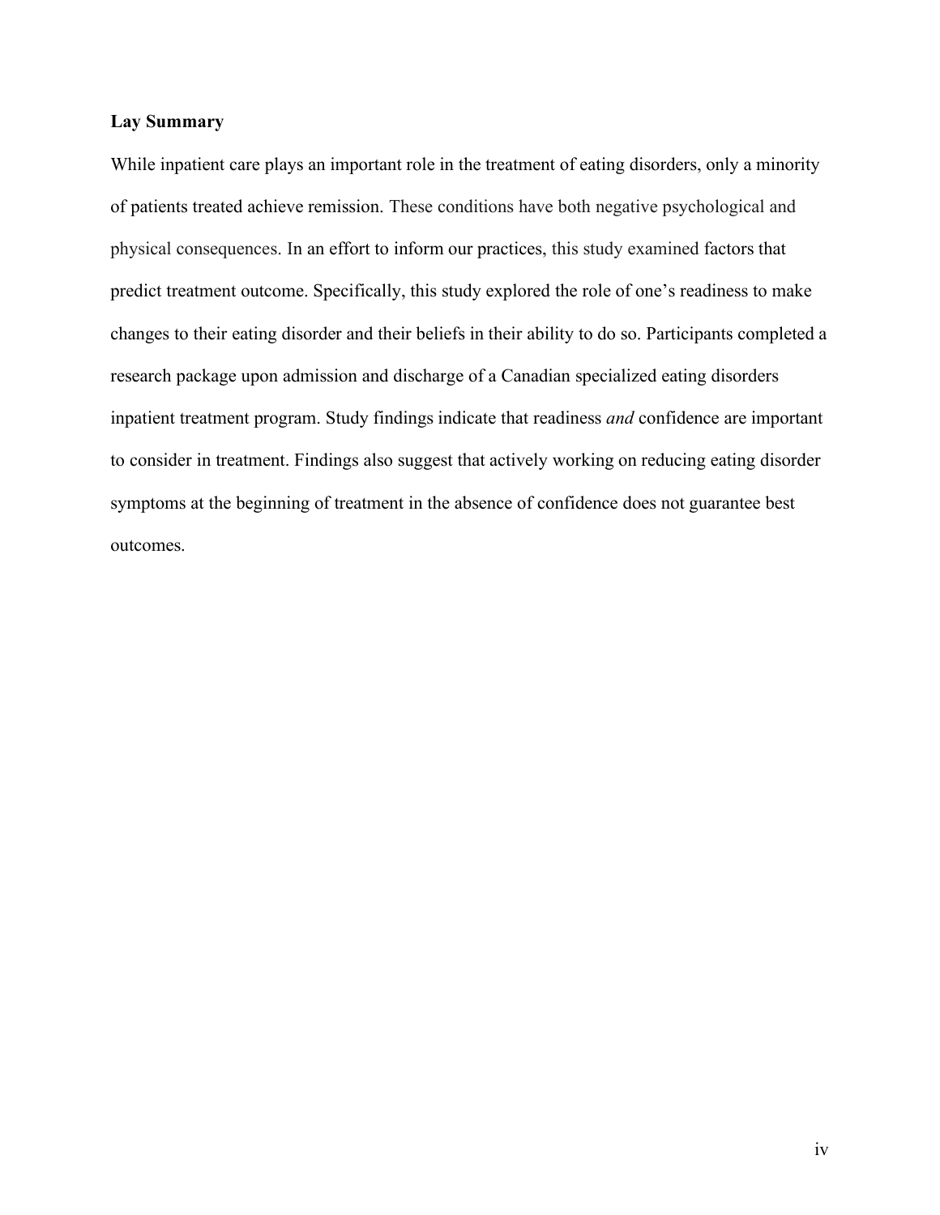## Lay Summary

While inpatient care plays an important role in the treatment of eating disorders, only a minority of patients treated achieve remission. These conditions have both negative psychological and physical consequences. In an effort to inform our practices, this study examined factors that predict treatment outcome. Specifically, this study explored the role of one's readiness to make changes to their eating disorder and their beliefs in their ability to do so. Participants completed a research package upon admission and discharge of a Canadian specialized eating disorders inpatient treatment program. Study findings indicate that readiness *and* confidence are important to consider in treatment. Findings also suggest that actively working on reducing eating disorder symptoms at the beginning of treatment in the absence of confidence does not guarantee best outcomes.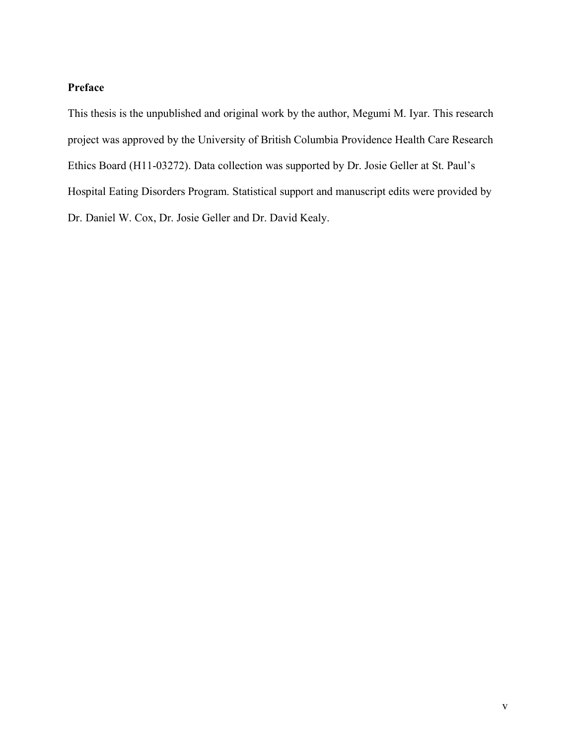# Preface

This thesis is the unpublished and original work by the author, Megumi M. Iyar. This research project was approved by the University of British Columbia Providence Health Care Research Ethics Board (H11-03272). Data collection was supported by Dr. Josie Geller at St. Paul's Hospital Eating Disorders Program. Statistical support and manuscript edits were provided by Dr. Daniel W. Cox, Dr. Josie Geller and Dr. David Kealy.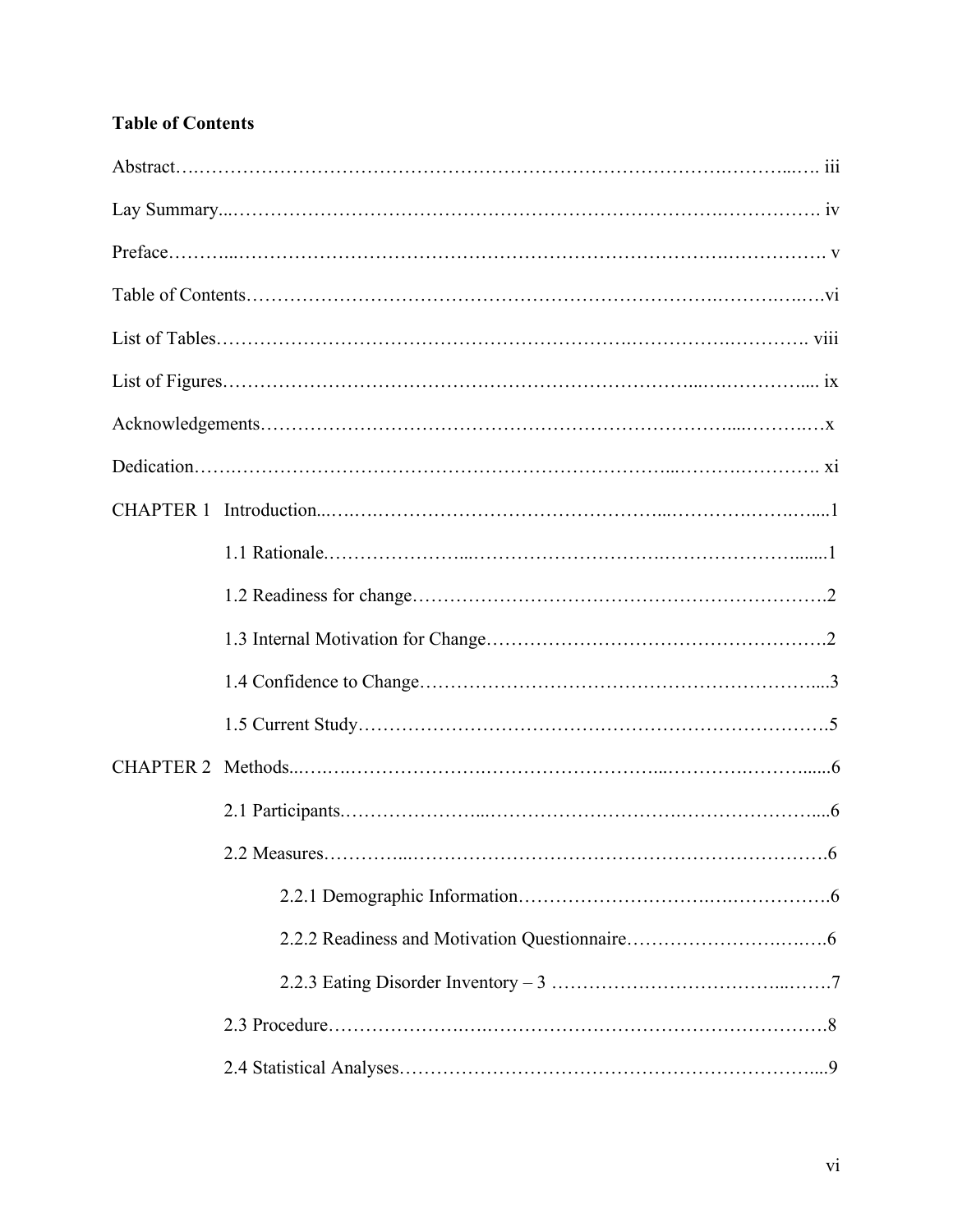**Table of Contents**

Abstract……………………………………………………………………………………… iii

Lay Summary……………………………………………………………………………… iv

Preface……………………………………………………………………………………… v

Table of Contents……………………………………………………………………………vi

List of Tables……………………………………………………………………………… viii

List of Figures……………………………………………………………………………… ix

Acknowledgements…………………………………………………………………………x

Dedication…………………………………………………………………………………… xi

CHAPTER 1 Introduction……………………………………………………………………1

1.1 Rationale……………………………………………………………………………1

1.2 Readiness for change………………………………………………………………2

1.3 Internal Motivation for Change……………………………………………………2

1.4 Confidence to Change………………………………………………………………3

1.5 Current Study………………………………………………………………………5

CHAPTER 2 Methods………………………………………………………………………6

2.1 Participants…………………………………………………………………………6

2.2 Measures……………………………………………………………………………6

2.2.1 Demographic Information………………………………………………6

2.2.2 Readiness and Motivation Questionnaire………………………………6

2.2.3 Eating Disorder Inventory – 3 …………………………………………7

2.3 Procedure……………………………………………………………………………8

2.4 Statistical Analyses…………………………………………………………………9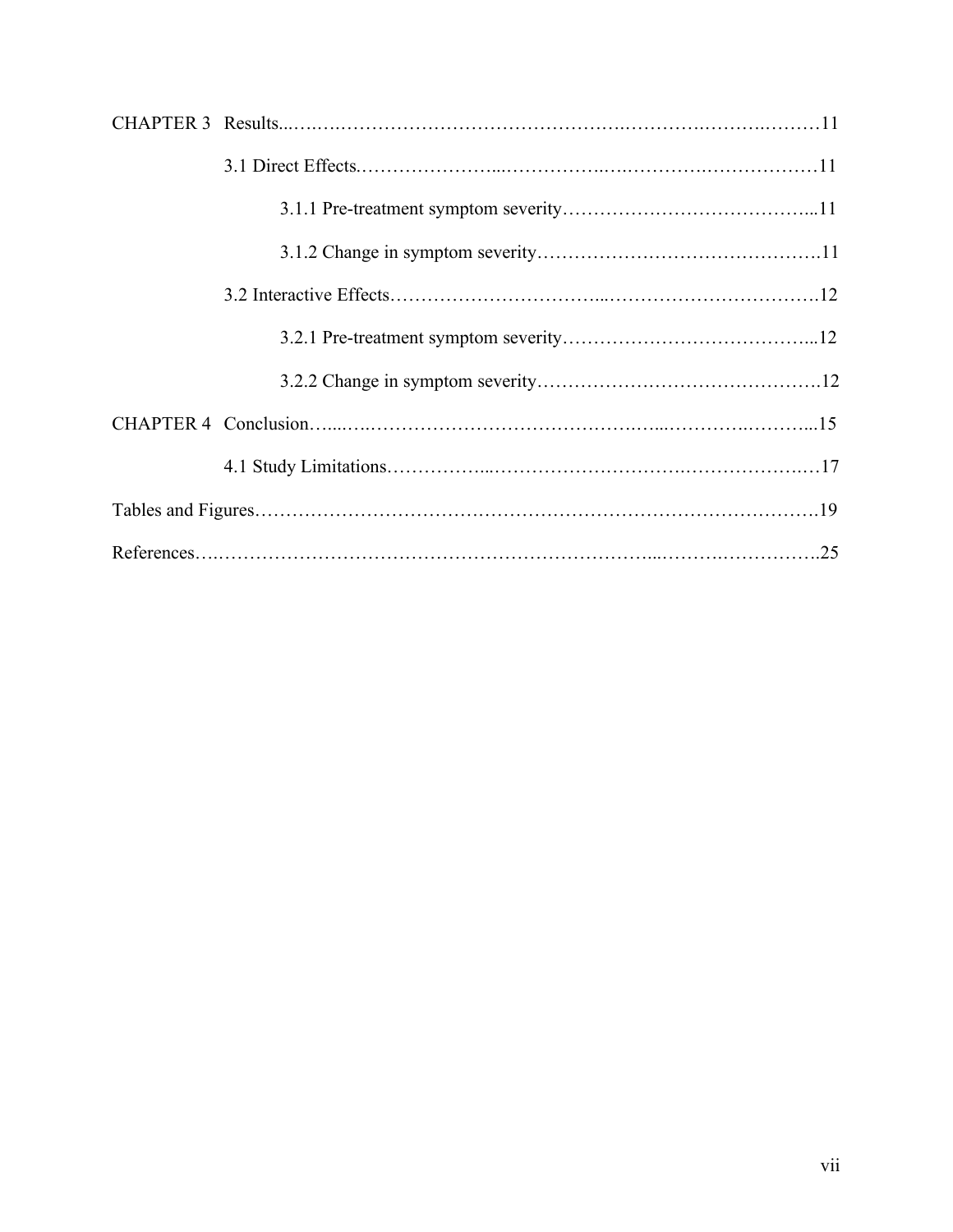CHAPTER 3 Results............................................................................................11

3.1 Direct Effects............................................................................................11

3.1.1 Pre-treatment symptom severity..........................................................11

3.1.2 Change in symptom severity...............................................................11

3.2 Interactive Effects.......................................................................................12

3.2.1 Pre-treatment symptom severity..........................................................12

3.2.2 Change in symptom severity...............................................................12

CHAPTER 4 Conclusion.......................................................................................15

4.1 Study Limitations.......................................................................................17

Tables and Figures..............................................................................................19

References..........................................................................................................25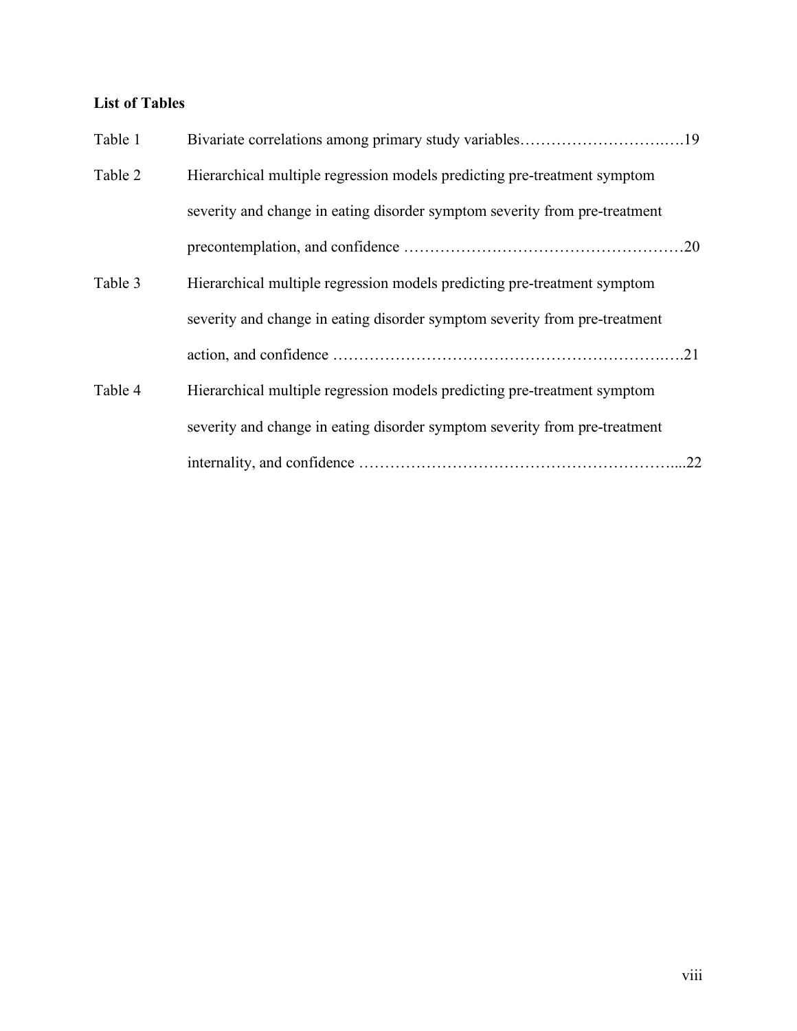**List of Tables**

| | | |
|---|---|---|
| Table 1 | Bivariate correlations among primary study variables | 19 |
| Table 2 | Hierarchical multiple regression models predicting pre-treatment symptom severity and change in eating disorder symptom severity from pre-treatment precontemplation, and confidence | 20 |
| Table 3 | Hierarchical multiple regression models predicting pre-treatment symptom severity and change in eating disorder symptom severity from pre-treatment action, and confidence | 21 |
| Table 4 | Hierarchical multiple regression models predicting pre-treatment symptom severity and change in eating disorder symptom severity from pre-treatment internality, and confidence | 22 |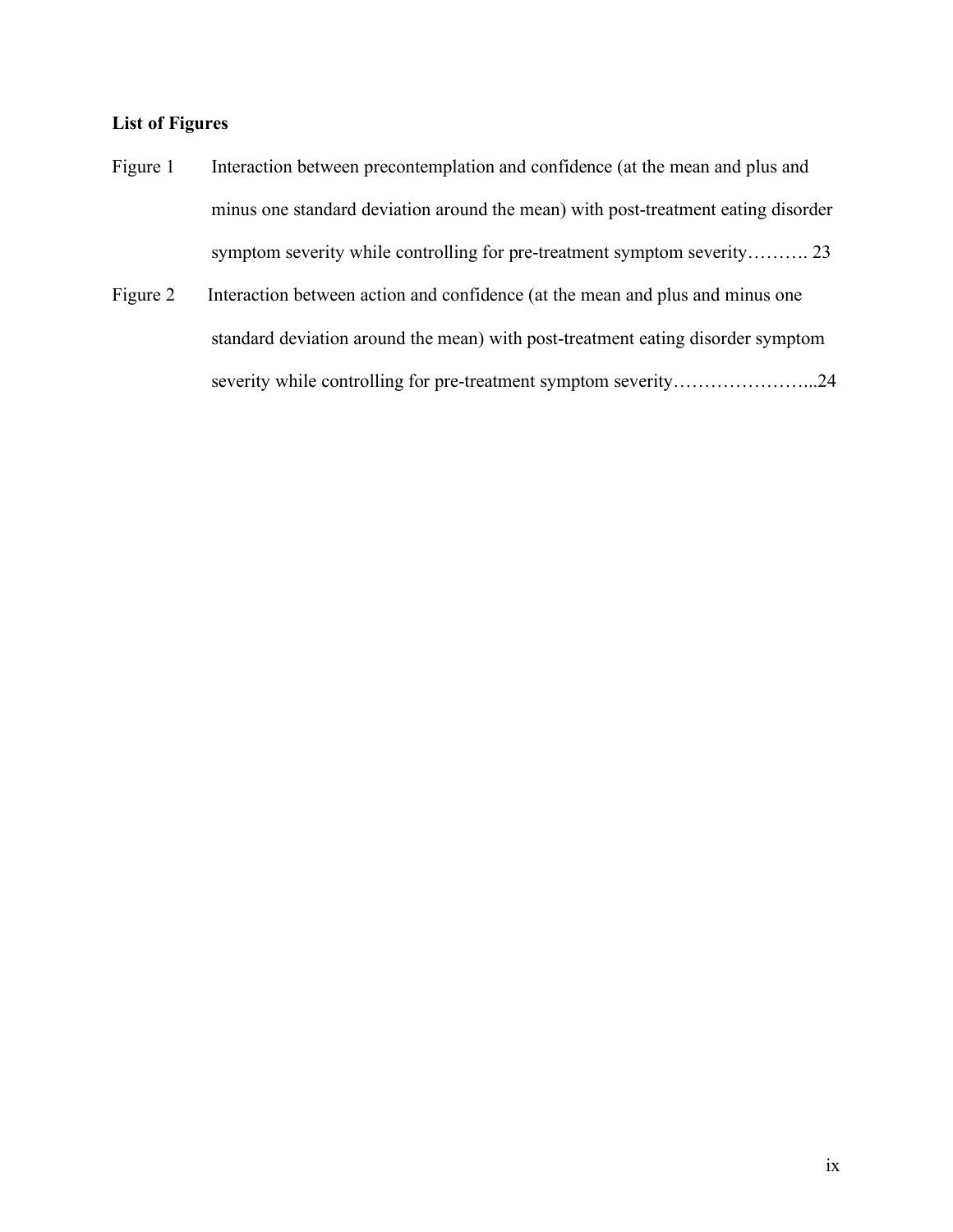**List of Figures**

Figure 1 Interaction between precontemplation and confidence (at the mean and plus and minus one standard deviation around the mean) with post-treatment eating disorder symptom severity while controlling for pre-treatment symptom severity………. 23

Figure 2 Interaction between action and confidence (at the mean and plus and minus one standard deviation around the mean) with post-treatment eating disorder symptom severity while controlling for pre-treatment symptom severity…………………...24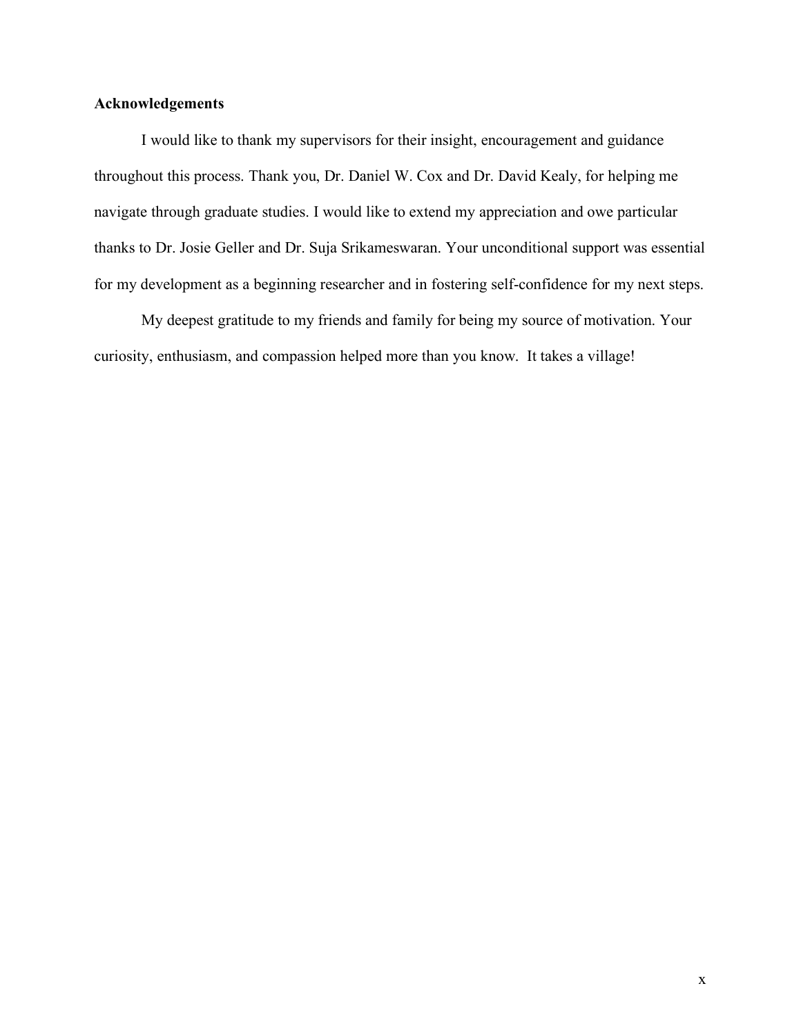## Acknowledgements

I would like to thank my supervisors for their insight, encouragement and guidance throughout this process. Thank you, Dr. Daniel W. Cox and Dr. David Kealy, for helping me navigate through graduate studies. I would like to extend my appreciation and owe particular thanks to Dr. Josie Geller and Dr. Suja Srikameswaran. Your unconditional support was essential for my development as a beginning researcher and in fostering self-confidence for my next steps.

My deepest gratitude to my friends and family for being my source of motivation. Your curiosity, enthusiasm, and compassion helped more than you know. It takes a village!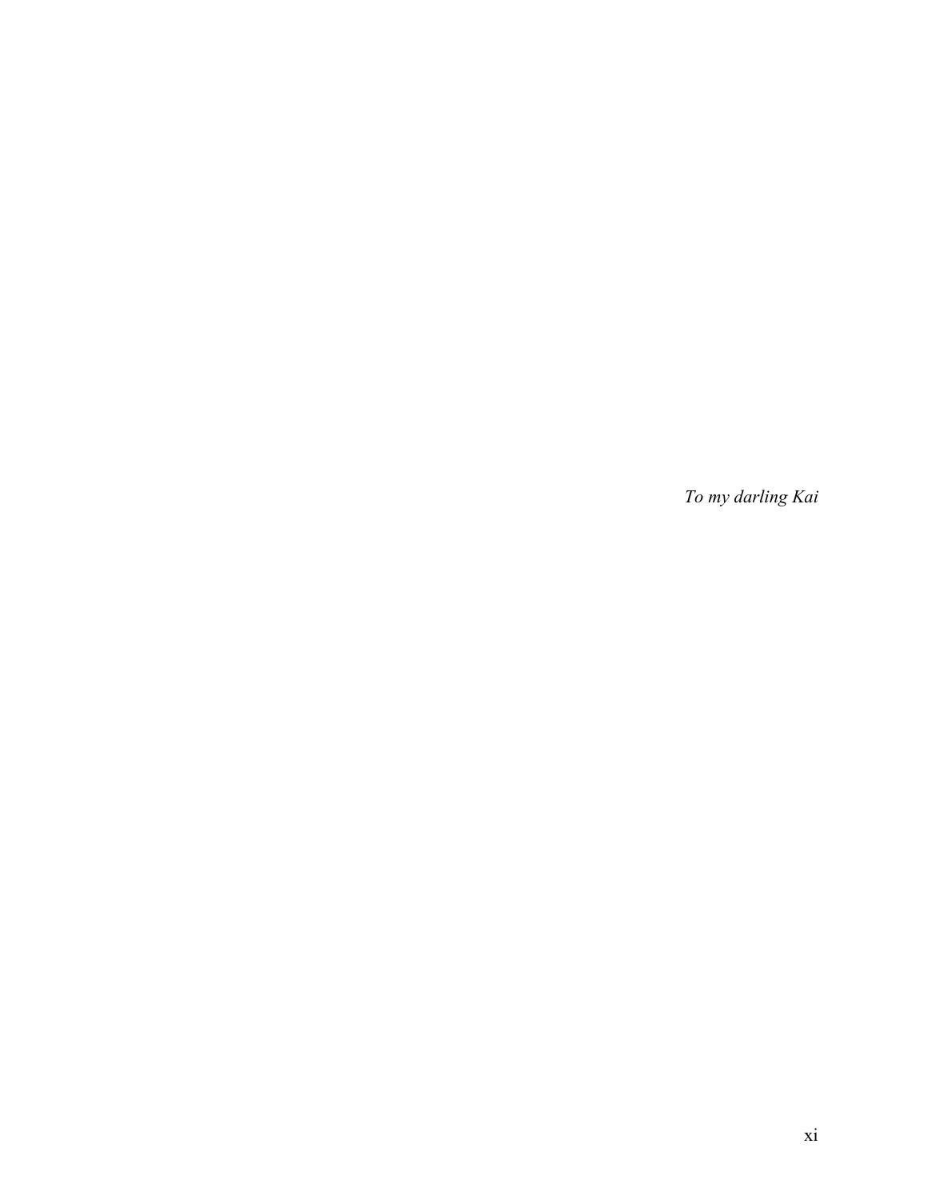*To my darling Kai*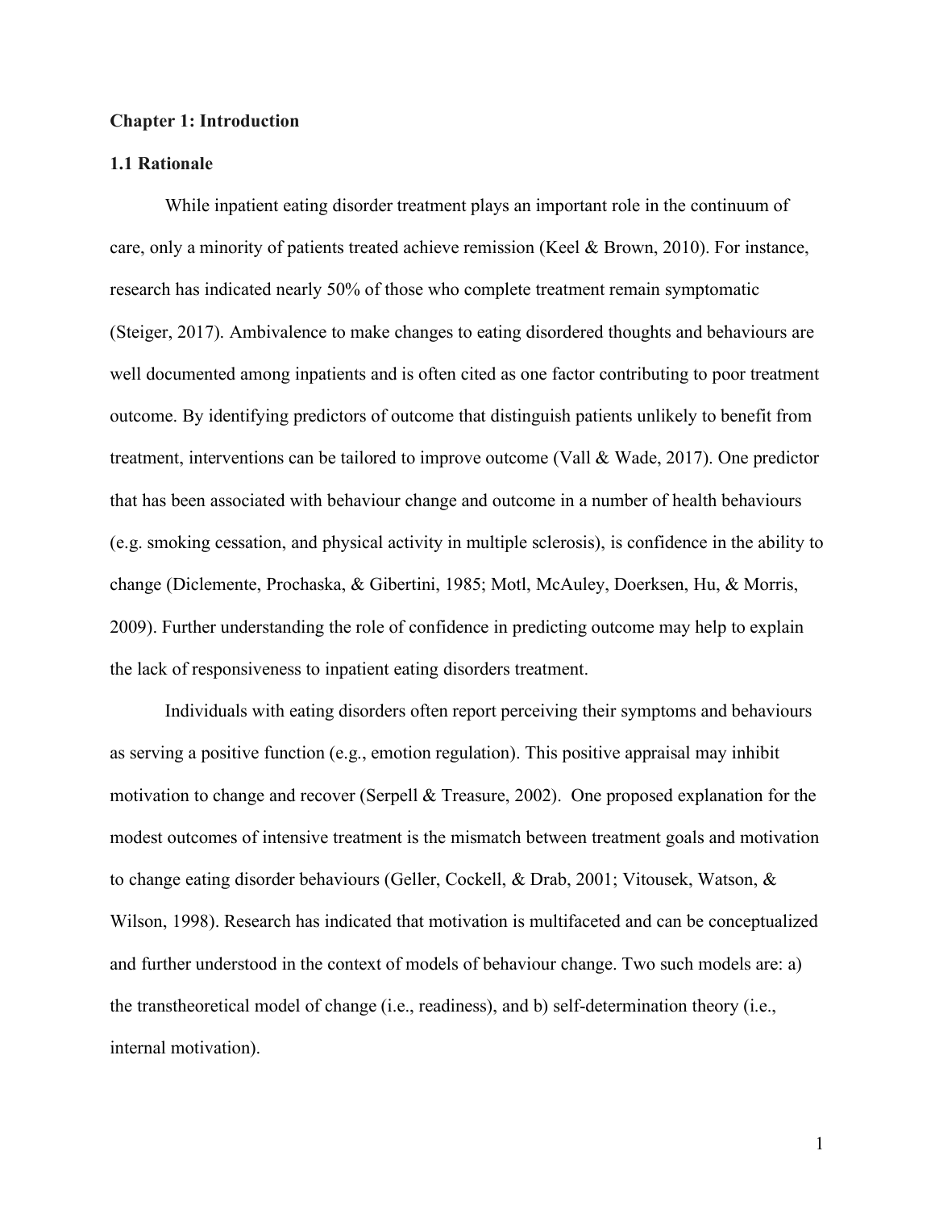# Chapter 1: Introduction

## 1.1 Rationale

While inpatient eating disorder treatment plays an important role in the continuum of care, only a minority of patients treated achieve remission (Keel & Brown, 2010). For instance, research has indicated nearly 50% of those who complete treatment remain symptomatic (Steiger, 2017). Ambivalence to make changes to eating disordered thoughts and behaviours are well documented among inpatients and is often cited as one factor contributing to poor treatment outcome. By identifying predictors of outcome that distinguish patients unlikely to benefit from treatment, interventions can be tailored to improve outcome (Vall & Wade, 2017). One predictor that has been associated with behaviour change and outcome in a number of health behaviours (e.g. smoking cessation, and physical activity in multiple sclerosis), is confidence in the ability to change (Diclemente, Prochaska, & Gibertini, 1985; Motl, McAuley, Doerksen, Hu, & Morris, 2009). Further understanding the role of confidence in predicting outcome may help to explain the lack of responsiveness to inpatient eating disorders treatment.

Individuals with eating disorders often report perceiving their symptoms and behaviours as serving a positive function (e.g., emotion regulation). This positive appraisal may inhibit motivation to change and recover (Serpell & Treasure, 2002). One proposed explanation for the modest outcomes of intensive treatment is the mismatch between treatment goals and motivation to change eating disorder behaviours (Geller, Cockell, & Drab, 2001; Vitousek, Watson, & Wilson, 1998). Research has indicated that motivation is multifaceted and can be conceptualized and further understood in the context of models of behaviour change. Two such models are: a) the transtheoretical model of change (i.e., readiness), and b) self-determination theory (i.e., internal motivation).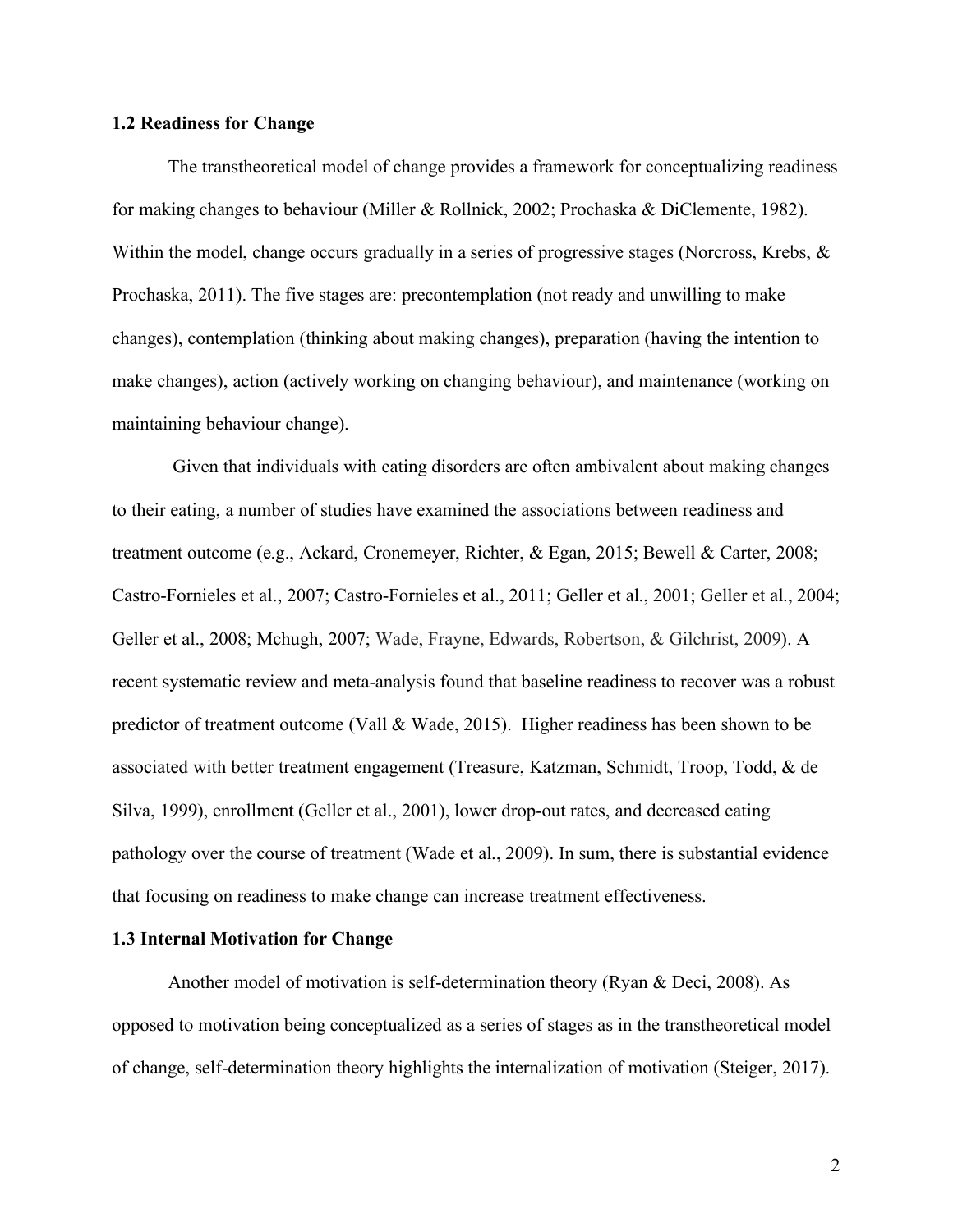### 1.2 Readiness for Change

The transtheoretical model of change provides a framework for conceptualizing readiness for making changes to behaviour (Miller & Rollnick, 2002; Prochaska & DiClemente, 1982). Within the model, change occurs gradually in a series of progressive stages (Norcross, Krebs, & Prochaska, 2011). The five stages are: precontemplation (not ready and unwilling to make changes), contemplation (thinking about making changes), preparation (having the intention to make changes), action (actively working on changing behaviour), and maintenance (working on maintaining behaviour change).

Given that individuals with eating disorders are often ambivalent about making changes to their eating, a number of studies have examined the associations between readiness and treatment outcome (e.g., Ackard, Cronemeyer, Richter, & Egan, 2015; Bewell & Carter, 2008; Castro-Fornieles et al., 2007; Castro-Fornieles et al., 2011; Geller et al., 2001; Geller et al., 2004; Geller et al., 2008; Mchugh, 2007; Wade, Frayne, Edwards, Robertson, & Gilchrist, 2009). A recent systematic review and meta-analysis found that baseline readiness to recover was a robust predictor of treatment outcome (Vall & Wade, 2015). Higher readiness has been shown to be associated with better treatment engagement (Treasure, Katzman, Schmidt, Troop, Todd, & de Silva, 1999), enrollment (Geller et al., 2001), lower drop-out rates, and decreased eating pathology over the course of treatment (Wade et al., 2009). In sum, there is substantial evidence that focusing on readiness to make change can increase treatment effectiveness.

### 1.3 Internal Motivation for Change

Another model of motivation is self-determination theory (Ryan & Deci, 2008). As opposed to motivation being conceptualized as a series of stages as in the transtheoretical model of change, self-determination theory highlights the internalization of motivation (Steiger, 2017).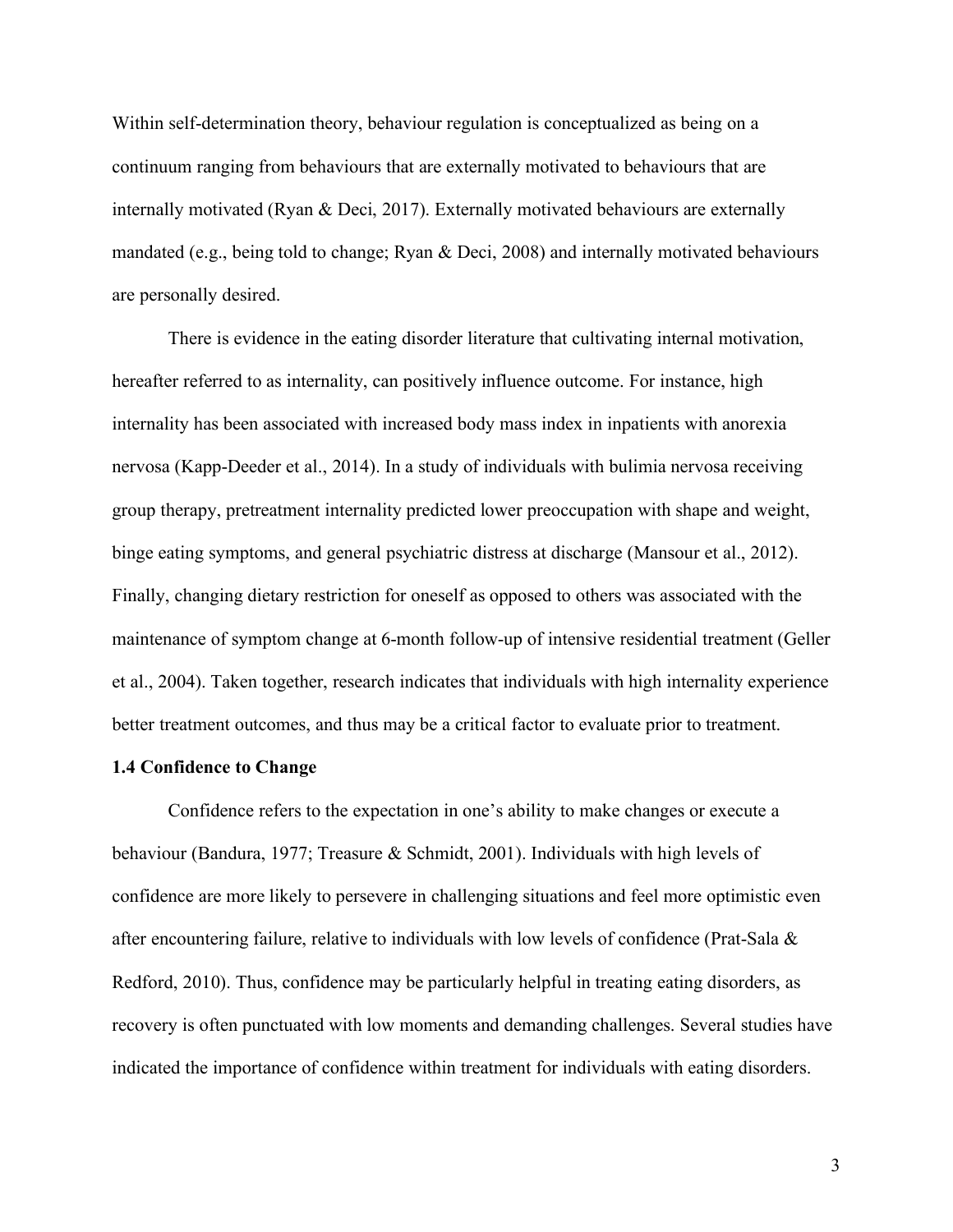Within self-determination theory, behaviour regulation is conceptualized as being on a continuum ranging from behaviours that are externally motivated to behaviours that are internally motivated (Ryan & Deci, 2017). Externally motivated behaviours are externally mandated (e.g., being told to change; Ryan & Deci, 2008) and internally motivated behaviours are personally desired.

There is evidence in the eating disorder literature that cultivating internal motivation, hereafter referred to as internality, can positively influence outcome. For instance, high internality has been associated with increased body mass index in inpatients with anorexia nervosa (Kapp-Deeder et al., 2014). In a study of individuals with bulimia nervosa receiving group therapy, pretreatment internality predicted lower preoccupation with shape and weight, binge eating symptoms, and general psychiatric distress at discharge (Mansour et al., 2012). Finally, changing dietary restriction for oneself as opposed to others was associated with the maintenance of symptom change at 6-month follow-up of intensive residential treatment (Geller et al., 2004). Taken together, research indicates that individuals with high internality experience better treatment outcomes, and thus may be a critical factor to evaluate prior to treatment.

### 1.4 Confidence to Change

Confidence refers to the expectation in one's ability to make changes or execute a behaviour (Bandura, 1977; Treasure & Schmidt, 2001). Individuals with high levels of confidence are more likely to persevere in challenging situations and feel more optimistic even after encountering failure, relative to individuals with low levels of confidence (Prat-Sala & Redford, 2010). Thus, confidence may be particularly helpful in treating eating disorders, as recovery is often punctuated with low moments and demanding challenges. Several studies have indicated the importance of confidence within treatment for individuals with eating disorders.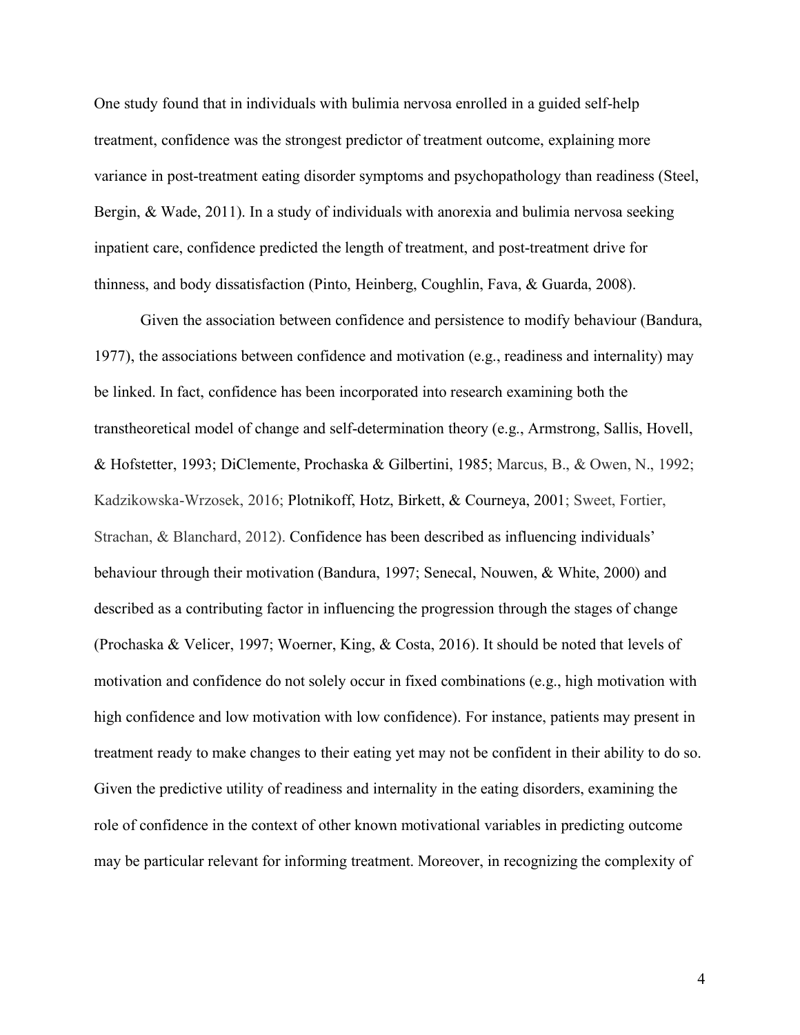One study found that in individuals with bulimia nervosa enrolled in a guided self-help treatment, confidence was the strongest predictor of treatment outcome, explaining more variance in post-treatment eating disorder symptoms and psychopathology than readiness (Steel, Bergin, & Wade, 2011). In a study of individuals with anorexia and bulimia nervosa seeking inpatient care, confidence predicted the length of treatment, and post-treatment drive for thinness, and body dissatisfaction (Pinto, Heinberg, Coughlin, Fava, & Guarda, 2008).

Given the association between confidence and persistence to modify behaviour (Bandura, 1977), the associations between confidence and motivation (e.g., readiness and internality) may be linked. In fact, confidence has been incorporated into research examining both the transtheoretical model of change and self-determination theory (e.g., Armstrong, Sallis, Hovell, & Hofstetter, 1993; DiClemente, Prochaska & Gilbertini, 1985; Marcus, B., & Owen, N., 1992; Kadzikowska-Wrzosek, 2016; Plotnikoff, Hotz, Birkett, & Courneya, 2001; Sweet, Fortier, Strachan, & Blanchard, 2012). Confidence has been described as influencing individuals' behaviour through their motivation (Bandura, 1997; Senecal, Nouwen, & White, 2000) and described as a contributing factor in influencing the progression through the stages of change (Prochaska & Velicer, 1997; Woerner, King, & Costa, 2016). It should be noted that levels of motivation and confidence do not solely occur in fixed combinations (e.g., high motivation with high confidence and low motivation with low confidence). For instance, patients may present in treatment ready to make changes to their eating yet may not be confident in their ability to do so. Given the predictive utility of readiness and internality in the eating disorders, examining the role of confidence in the context of other known motivational variables in predicting outcome may be particular relevant for informing treatment. Moreover, in recognizing the complexity of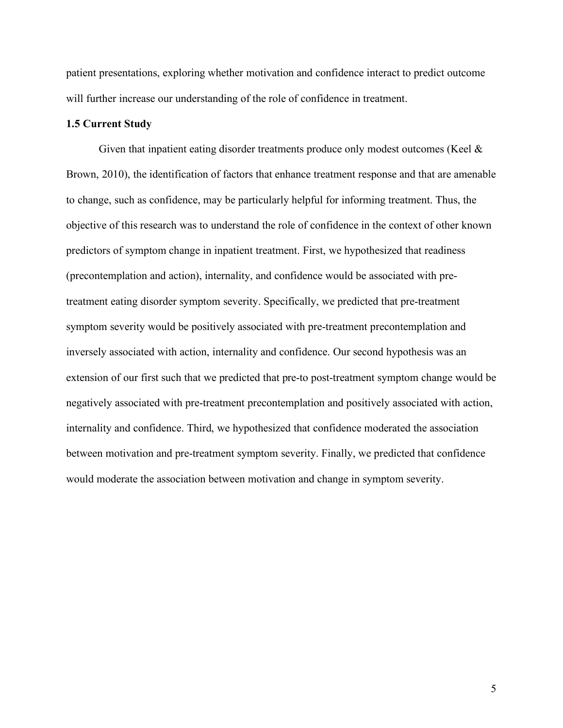patient presentations, exploring whether motivation and confidence interact to predict outcome will further increase our understanding of the role of confidence in treatment.

### 1.5 Current Study

Given that inpatient eating disorder treatments produce only modest outcomes (Keel & Brown, 2010), the identification of factors that enhance treatment response and that are amenable to change, such as confidence, may be particularly helpful for informing treatment. Thus, the objective of this research was to understand the role of confidence in the context of other known predictors of symptom change in inpatient treatment. First, we hypothesized that readiness (precontemplation and action), internality, and confidence would be associated with pre-treatment eating disorder symptom severity. Specifically, we predicted that pre-treatment symptom severity would be positively associated with pre-treatment precontemplation and inversely associated with action, internality and confidence. Our second hypothesis was an extension of our first such that we predicted that pre-to post-treatment symptom change would be negatively associated with pre-treatment precontemplation and positively associated with action, internality and confidence. Third, we hypothesized that confidence moderated the association between motivation and pre-treatment symptom severity. Finally, we predicted that confidence would moderate the association between motivation and change in symptom severity.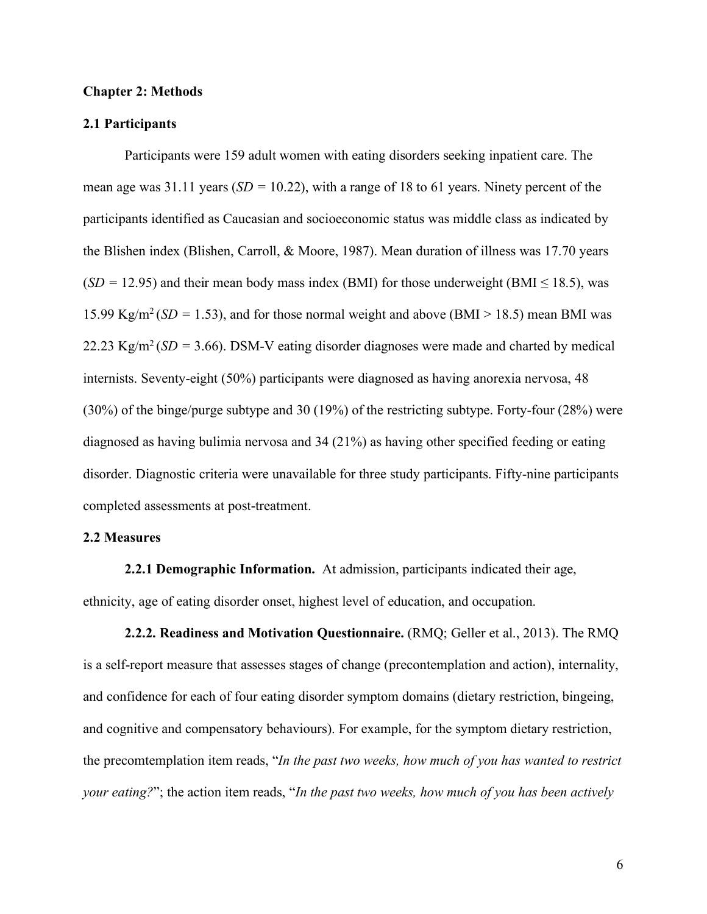## Chapter 2: Methods

### 2.1 Participants

Participants were 159 adult women with eating disorders seeking inpatient care. The mean age was 31.11 years (*SD* = 10.22), with a range of 18 to 61 years. Ninety percent of the participants identified as Caucasian and socioeconomic status was middle class as indicated by the Blishen index (Blishen, Carroll, & Moore, 1987). Mean duration of illness was 17.70 years (*SD* = 12.95) and their mean body mass index (BMI) for those underweight (BMI ≤ 18.5), was 15.99 Kg/m$^2$ (*SD* = 1.53), and for those normal weight and above (BMI > 18.5) mean BMI was 22.23 Kg/m$^2$ (*SD* = 3.66). DSM-V eating disorder diagnoses were made and charted by medical internists. Seventy-eight (50%) participants were diagnosed as having anorexia nervosa, 48 (30%) of the binge/purge subtype and 30 (19%) of the restricting subtype. Forty-four (28%) were diagnosed as having bulimia nervosa and 34 (21%) as having other specified feeding or eating disorder. Diagnostic criteria were unavailable for three study participants. Fifty-nine participants completed assessments at post-treatment.

### 2.2 Measures

**2.2.1 Demographic Information.** At admission, participants indicated their age, ethnicity, age of eating disorder onset, highest level of education, and occupation.

**2.2.2. Readiness and Motivation Questionnaire.** (RMQ; Geller et al., 2013). The RMQ is a self-report measure that assesses stages of change (precontemplation and action), internality, and confidence for each of four eating disorder symptom domains (dietary restriction, bingeing, and cognitive and compensatory behaviours). For example, for the symptom dietary restriction, the precomtemplation item reads, "*In the past two weeks, how much of you has wanted to restrict your eating?*"; the action item reads, "*In the past two weeks, how much of you has been actively*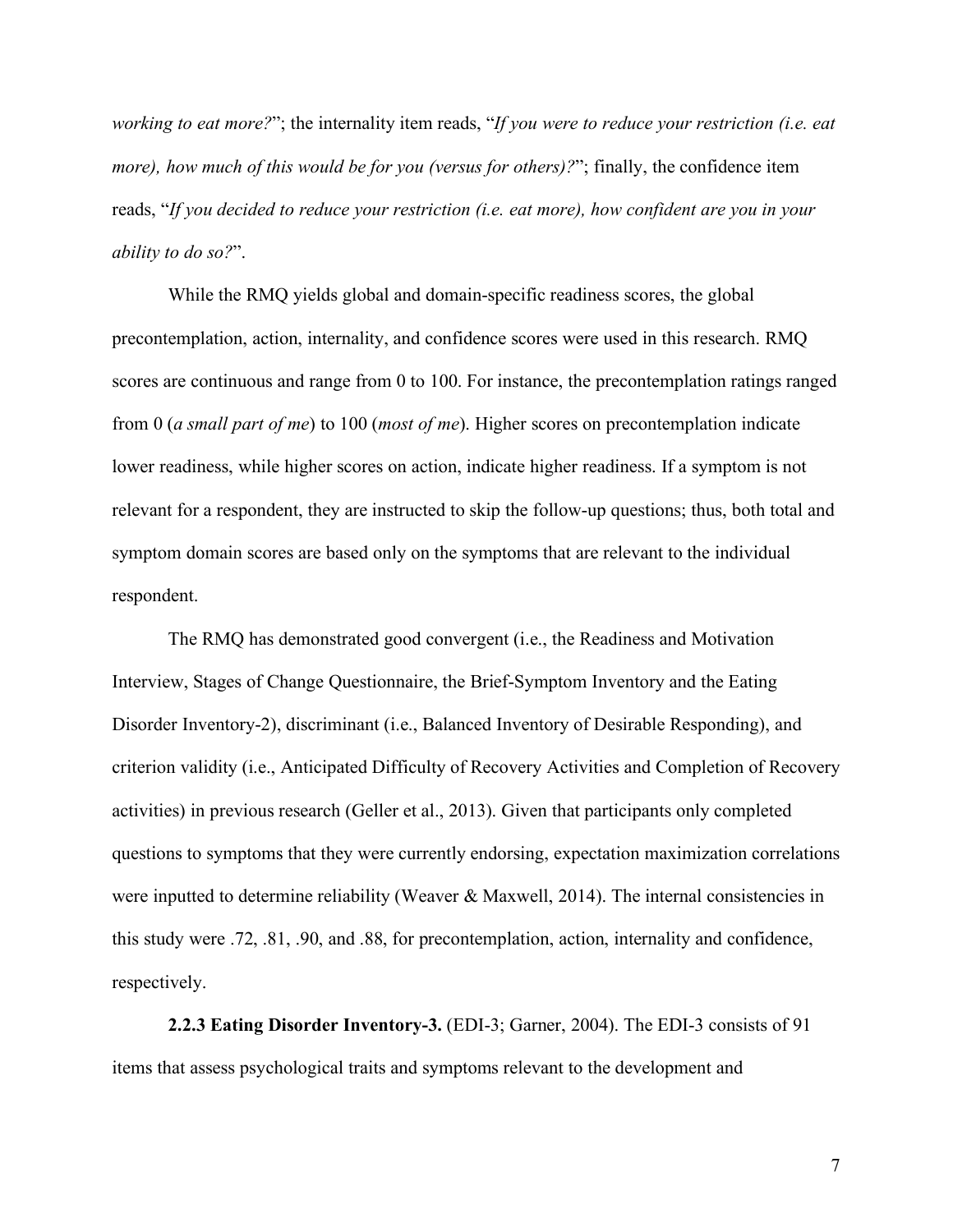*working to eat more?*"; the internality item reads, "*If you were to reduce your restriction (i.e. eat more), how much of this would be for you (versus for others)?*"; finally, the confidence item reads, "*If you decided to reduce your restriction (i.e. eat more), how confident are you in your ability to do so?*".

While the RMQ yields global and domain-specific readiness scores, the global precontemplation, action, internality, and confidence scores were used in this research. RMQ scores are continuous and range from 0 to 100. For instance, the precontemplation ratings ranged from 0 (*a small part of me*) to 100 (*most of me*). Higher scores on precontemplation indicate lower readiness, while higher scores on action, indicate higher readiness. If a symptom is not relevant for a respondent, they are instructed to skip the follow-up questions; thus, both total and symptom domain scores are based only on the symptoms that are relevant to the individual respondent.

The RMQ has demonstrated good convergent (i.e., the Readiness and Motivation Interview, Stages of Change Questionnaire, the Brief-Symptom Inventory and the Eating Disorder Inventory-2), discriminant (i.e., Balanced Inventory of Desirable Responding), and criterion validity (i.e., Anticipated Difficulty of Recovery Activities and Completion of Recovery activities) in previous research (Geller et al., 2013). Given that participants only completed questions to symptoms that they were currently endorsing, expectation maximization correlations were inputted to determine reliability (Weaver & Maxwell, 2014). The internal consistencies in this study were .72, .81, .90, and .88, for precontemplation, action, internality and confidence, respectively.

**2.2.3 Eating Disorder Inventory-3.** (EDI-3; Garner, 2004). The EDI-3 consists of 91 items that assess psychological traits and symptoms relevant to the development and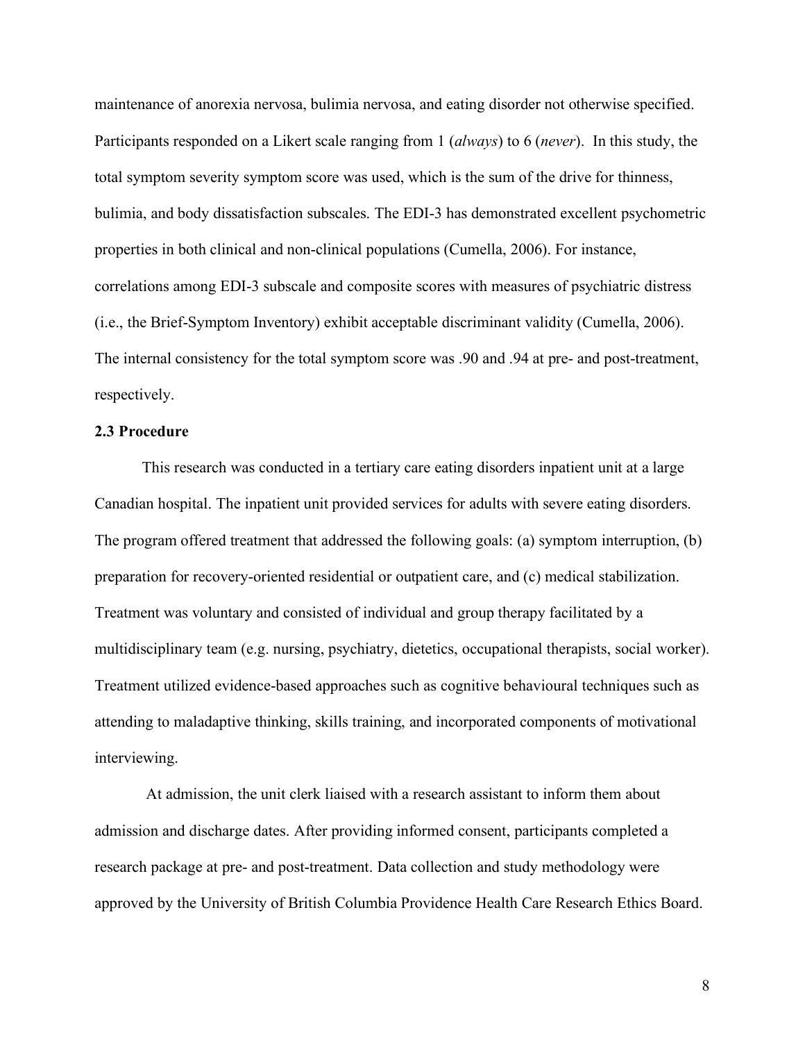maintenance of anorexia nervosa, bulimia nervosa, and eating disorder not otherwise specified. Participants responded on a Likert scale ranging from 1 (*always*) to 6 (*never*). In this study, the total symptom severity symptom score was used, which is the sum of the drive for thinness, bulimia, and body dissatisfaction subscales. The EDI-3 has demonstrated excellent psychometric properties in both clinical and non-clinical populations (Cumella, 2006). For instance, correlations among EDI-3 subscale and composite scores with measures of psychiatric distress (i.e., the Brief-Symptom Inventory) exhibit acceptable discriminant validity (Cumella, 2006). The internal consistency for the total symptom score was .90 and .94 at pre- and post-treatment, respectively.

### 2.3 Procedure

This research was conducted in a tertiary care eating disorders inpatient unit at a large Canadian hospital. The inpatient unit provided services for adults with severe eating disorders. The program offered treatment that addressed the following goals: (a) symptom interruption, (b) preparation for recovery-oriented residential or outpatient care, and (c) medical stabilization. Treatment was voluntary and consisted of individual and group therapy facilitated by a multidisciplinary team (e.g. nursing, psychiatry, dietetics, occupational therapists, social worker). Treatment utilized evidence-based approaches such as cognitive behavioural techniques such as attending to maladaptive thinking, skills training, and incorporated components of motivational interviewing.

At admission, the unit clerk liaised with a research assistant to inform them about admission and discharge dates. After providing informed consent, participants completed a research package at pre- and post-treatment. Data collection and study methodology were approved by the University of British Columbia Providence Health Care Research Ethics Board.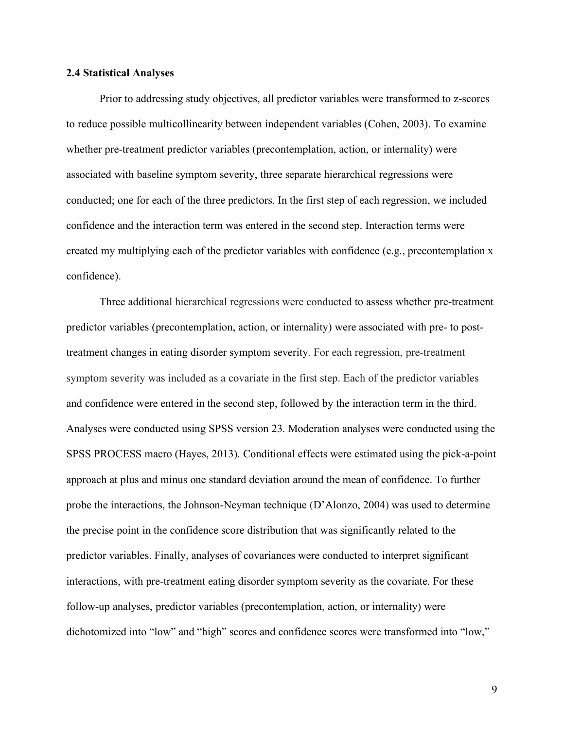### 2.4 Statistical Analyses

Prior to addressing study objectives, all predictor variables were transformed to z-scores to reduce possible multicollinearity between independent variables (Cohen, 2003). To examine whether pre-treatment predictor variables (precontemplation, action, or internality) were associated with baseline symptom severity, three separate hierarchical regressions were conducted; one for each of the three predictors. In the first step of each regression, we included confidence and the interaction term was entered in the second step. Interaction terms were created my multiplying each of the predictor variables with confidence (e.g., precontemplation x confidence).

Three additional hierarchical regressions were conducted to assess whether pre-treatment predictor variables (precontemplation, action, or internality) were associated with pre- to post-treatment changes in eating disorder symptom severity. For each regression, pre-treatment symptom severity was included as a covariate in the first step. Each of the predictor variables and confidence were entered in the second step, followed by the interaction term in the third. Analyses were conducted using SPSS version 23. Moderation analyses were conducted using the SPSS PROCESS macro (Hayes, 2013). Conditional effects were estimated using the pick-a-point approach at plus and minus one standard deviation around the mean of confidence. To further probe the interactions, the Johnson-Neyman technique (D'Alonzo, 2004) was used to determine the precise point in the confidence score distribution that was significantly related to the predictor variables. Finally, analyses of covariances were conducted to interpret significant interactions, with pre-treatment eating disorder symptom severity as the covariate. For these follow-up analyses, predictor variables (precontemplation, action, or internality) were dichotomized into "low" and "high" scores and confidence scores were transformed into "low,"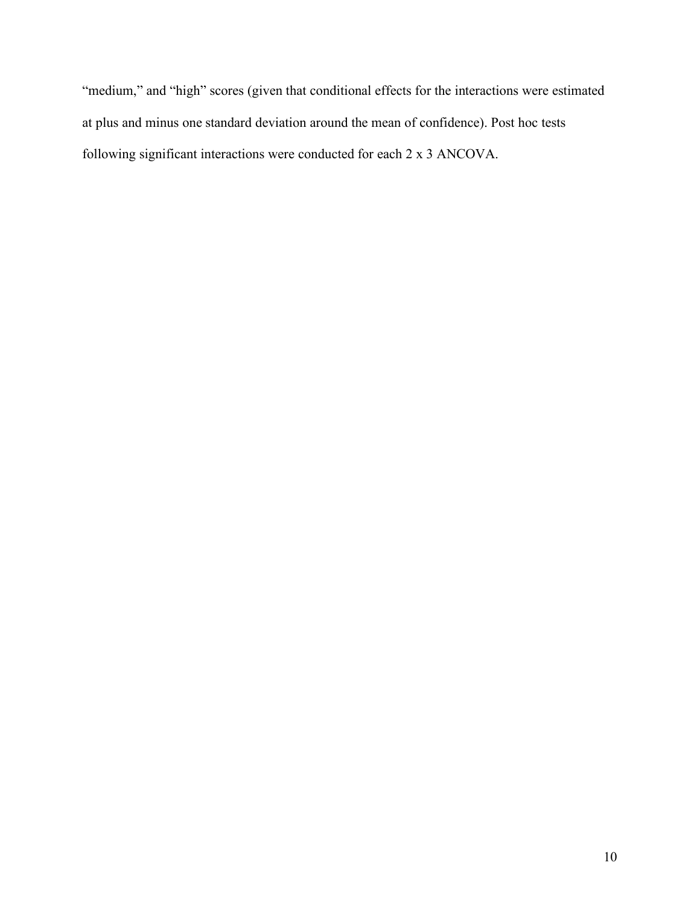“medium,” and “high” scores (given that conditional effects for the interactions were estimated at plus and minus one standard deviation around the mean of confidence). Post hoc tests following significant interactions were conducted for each 2 x 3 ANCOVA.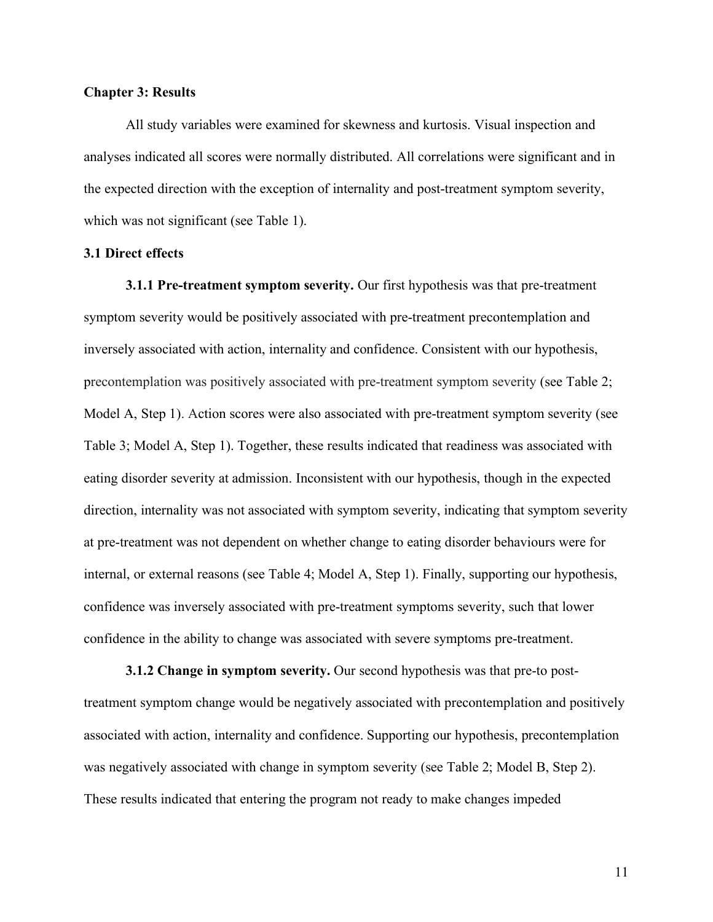## Chapter 3: Results

All study variables were examined for skewness and kurtosis. Visual inspection and analyses indicated all scores were normally distributed. All correlations were significant and in the expected direction with the exception of internality and post-treatment symptom severity, which was not significant (see Table 1).

### 3.1 Direct effects

**3.1.1 Pre-treatment symptom severity.** Our first hypothesis was that pre-treatment symptom severity would be positively associated with pre-treatment precontemplation and inversely associated with action, internality and confidence. Consistent with our hypothesis, precontemplation was positively associated with pre-treatment symptom severity (see Table 2; Model A, Step 1). Action scores were also associated with pre-treatment symptom severity (see Table 3; Model A, Step 1). Together, these results indicated that readiness was associated with eating disorder severity at admission. Inconsistent with our hypothesis, though in the expected direction, internality was not associated with symptom severity, indicating that symptom severity at pre-treatment was not dependent on whether change to eating disorder behaviours were for internal, or external reasons (see Table 4; Model A, Step 1). Finally, supporting our hypothesis, confidence was inversely associated with pre-treatment symptoms severity, such that lower confidence in the ability to change was associated with severe symptoms pre-treatment.

**3.1.2 Change in symptom severity.** Our second hypothesis was that pre-to post-treatment symptom change would be negatively associated with precontemplation and positively associated with action, internality and confidence. Supporting our hypothesis, precontemplation was negatively associated with change in symptom severity (see Table 2; Model B, Step 2). These results indicated that entering the program not ready to make changes impeded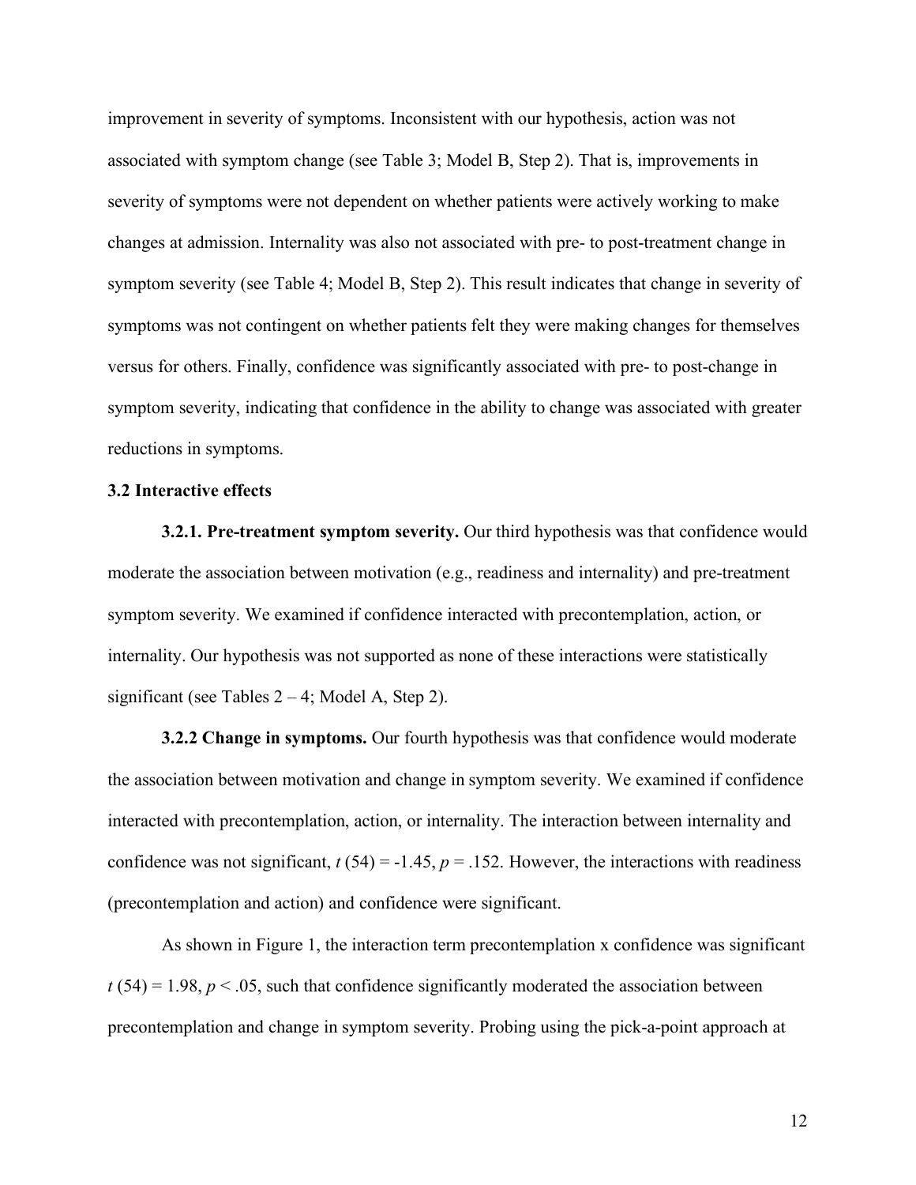improvement in severity of symptoms. Inconsistent with our hypothesis, action was not associated with symptom change (see Table 3; Model B, Step 2). That is, improvements in severity of symptoms were not dependent on whether patients were actively working to make changes at admission. Internality was also not associated with pre- to post-treatment change in symptom severity (see Table 4; Model B, Step 2). This result indicates that change in severity of symptoms was not contingent on whether patients felt they were making changes for themselves versus for others. Finally, confidence was significantly associated with pre- to post-change in symptom severity, indicating that confidence in the ability to change was associated with greater reductions in symptoms.

### 3.2 Interactive effects

**3.2.1. Pre-treatment symptom severity.** Our third hypothesis was that confidence would moderate the association between motivation (e.g., readiness and internality) and pre-treatment symptom severity. We examined if confidence interacted with precontemplation, action, or internality. Our hypothesis was not supported as none of these interactions were statistically significant (see Tables 2 – 4; Model A, Step 2).

**3.2.2 Change in symptoms.** Our fourth hypothesis was that confidence would moderate the association between motivation and change in symptom severity. We examined if confidence interacted with precontemplation, action, or internality. The interaction between internality and confidence was not significant, $t\,(54) = -1.45$, $p = .152$. However, the interactions with readiness (precontemplation and action) and confidence were significant.

As shown in Figure 1, the interaction term precontemplation x confidence was significant $t\,(54) = 1.98$, $p < .05$, such that confidence significantly moderated the association between precontemplation and change in symptom severity. Probing using the pick-a-point approach at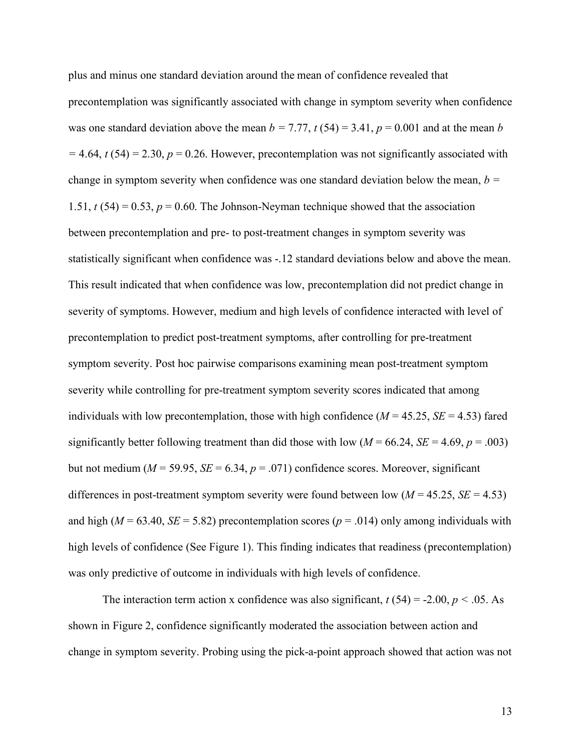plus and minus one standard deviation around the mean of confidence revealed that precontemplation was significantly associated with change in symptom severity when confidence was one standard deviation above the mean $b = 7.77$, $t\,(54) = 3.41$, $p = 0.001$ and at the mean $b = 4.64$, $t\,(54) = 2.30$, $p = 0.26$. However, precontemplation was not significantly associated with change in symptom severity when confidence was one standard deviation below the mean, $b = 1.51$, $t\,(54) = 0.53$, $p = 0.60$. The Johnson-Neyman technique showed that the association between precontemplation and pre- to post-treatment changes in symptom severity was statistically significant when confidence was -.12 standard deviations below and above the mean. This result indicated that when confidence was low, precontemplation did not predict change in severity of symptoms. However, medium and high levels of confidence interacted with level of precontemplation to predict post-treatment symptoms, after controlling for pre-treatment symptom severity. Post hoc pairwise comparisons examining mean post-treatment symptom severity while controlling for pre-treatment symptom severity scores indicated that among individuals with low precontemplation, those with high confidence ($M = 45.25$, $SE = 4.53$) fared significantly better following treatment than did those with low ($M = 66.24$, $SE = 4.69$, $p = .003$) but not medium ($M = 59.95$, $SE = 6.34$, $p = .071$) confidence scores. Moreover, significant differences in post-treatment symptom severity were found between low ($M = 45.25$, $SE = 4.53$) and high ($M = 63.40$, $SE = 5.82$) precontemplation scores ($p = .014$) only among individuals with high levels of confidence (See Figure 1). This finding indicates that readiness (precontemplation) was only predictive of outcome in individuals with high levels of confidence.

The interaction term action x confidence was also significant, $t\,(54) = -2.00$, $p < .05$. As shown in Figure 2, confidence significantly moderated the association between action and change in symptom severity. Probing using the pick-a-point approach showed that action was not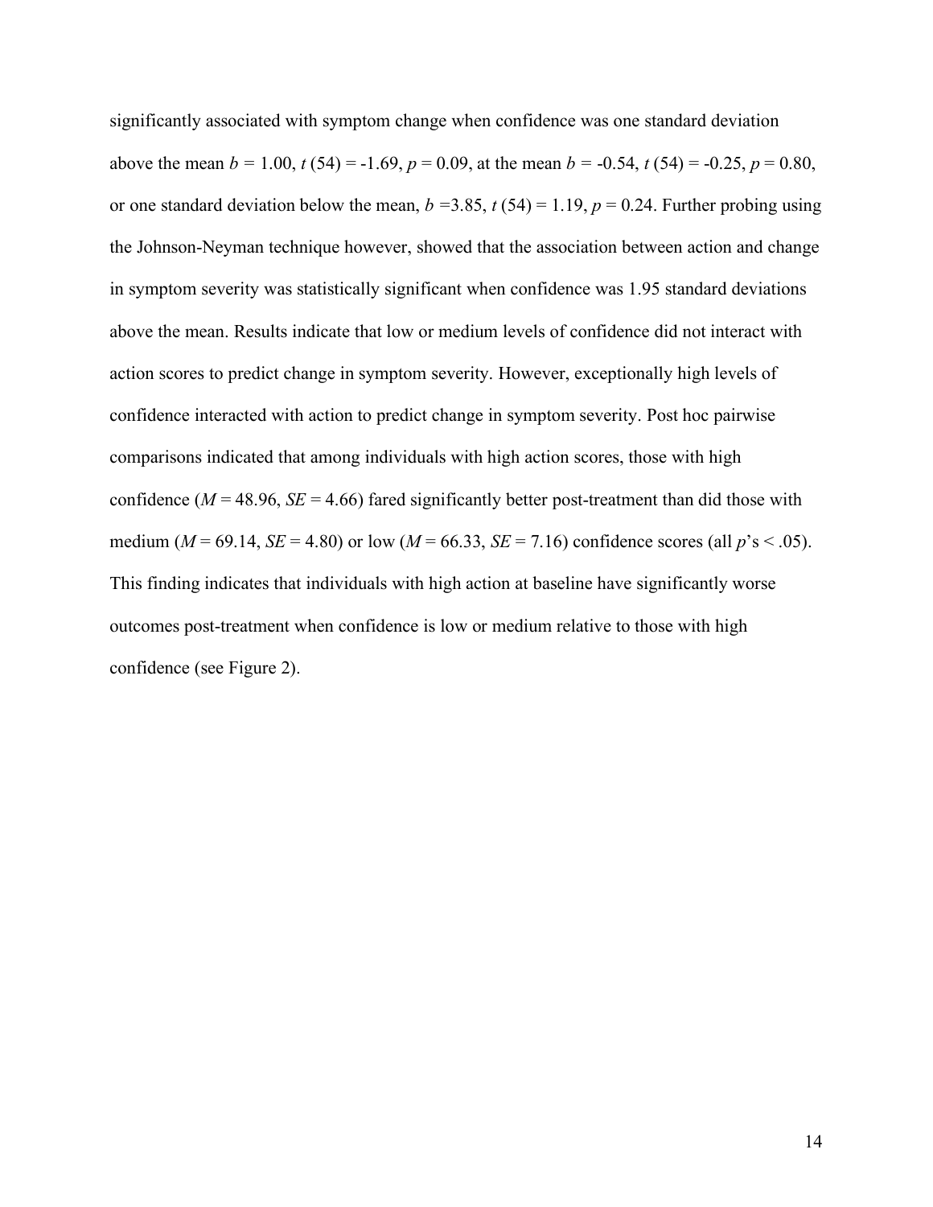significantly associated with symptom change when confidence was one standard deviation above the mean $b = 1.00$, $t\,(54) = -1.69$, $p = 0.09$, at the mean $b = -0.54$, $t\,(54) = -0.25$, $p = 0.80$, or one standard deviation below the mean, $b = 3.85$, $t\,(54) = 1.19$, $p = 0.24$. Further probing using the Johnson-Neyman technique however, showed that the association between action and change in symptom severity was statistically significant when confidence was 1.95 standard deviations above the mean. Results indicate that low or medium levels of confidence did not interact with action scores to predict change in symptom severity. However, exceptionally high levels of confidence interacted with action to predict change in symptom severity. Post hoc pairwise comparisons indicated that among individuals with high action scores, those with high confidence ($M = 48.96$, $SE = 4.66$) fared significantly better post-treatment than did those with medium ($M = 69.14$, $SE = 4.80$) or low ($M = 66.33$, $SE = 7.16$) confidence scores (all $p$'s $< .05$). This finding indicates that individuals with high action at baseline have significantly worse outcomes post-treatment when confidence is low or medium relative to those with high confidence (see Figure 2).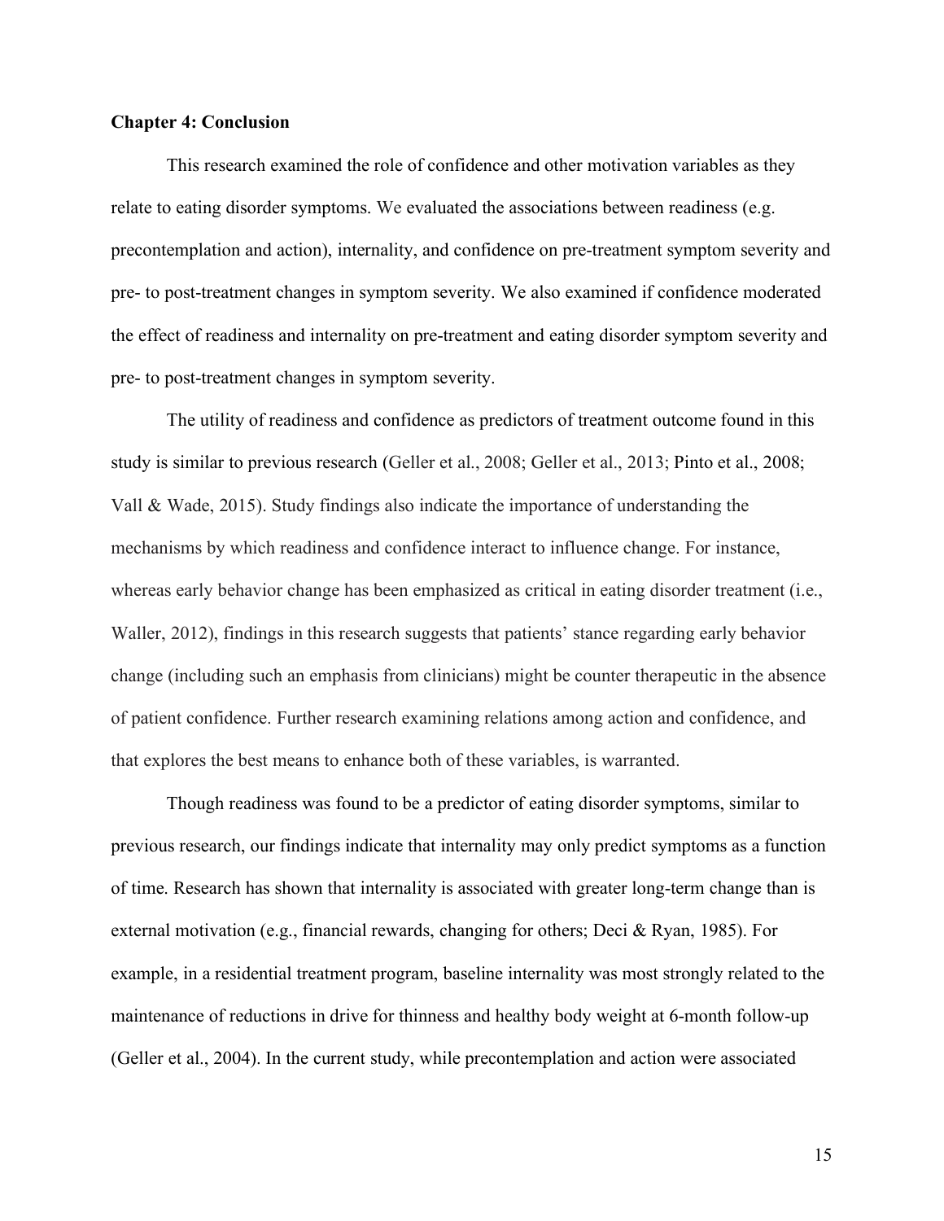### Chapter 4: Conclusion

This research examined the role of confidence and other motivation variables as they relate to eating disorder symptoms. We evaluated the associations between readiness (e.g. precontemplation and action), internality, and confidence on pre-treatment symptom severity and pre- to post-treatment changes in symptom severity. We also examined if confidence moderated the effect of readiness and internality on pre-treatment and eating disorder symptom severity and pre- to post-treatment changes in symptom severity.

The utility of readiness and confidence as predictors of treatment outcome found in this study is similar to previous research (Geller et al., 2008; Geller et al., 2013; Pinto et al., 2008; Vall & Wade, 2015). Study findings also indicate the importance of understanding the mechanisms by which readiness and confidence interact to influence change. For instance, whereas early behavior change has been emphasized as critical in eating disorder treatment (i.e., Waller, 2012), findings in this research suggests that patients' stance regarding early behavior change (including such an emphasis from clinicians) might be counter therapeutic in the absence of patient confidence. Further research examining relations among action and confidence, and that explores the best means to enhance both of these variables, is warranted.

Though readiness was found to be a predictor of eating disorder symptoms, similar to previous research, our findings indicate that internality may only predict symptoms as a function of time. Research has shown that internality is associated with greater long-term change than is external motivation (e.g., financial rewards, changing for others; Deci & Ryan, 1985). For example, in a residential treatment program, baseline internality was most strongly related to the maintenance of reductions in drive for thinness and healthy body weight at 6-month follow-up (Geller et al., 2004). In the current study, while precontemplation and action were associated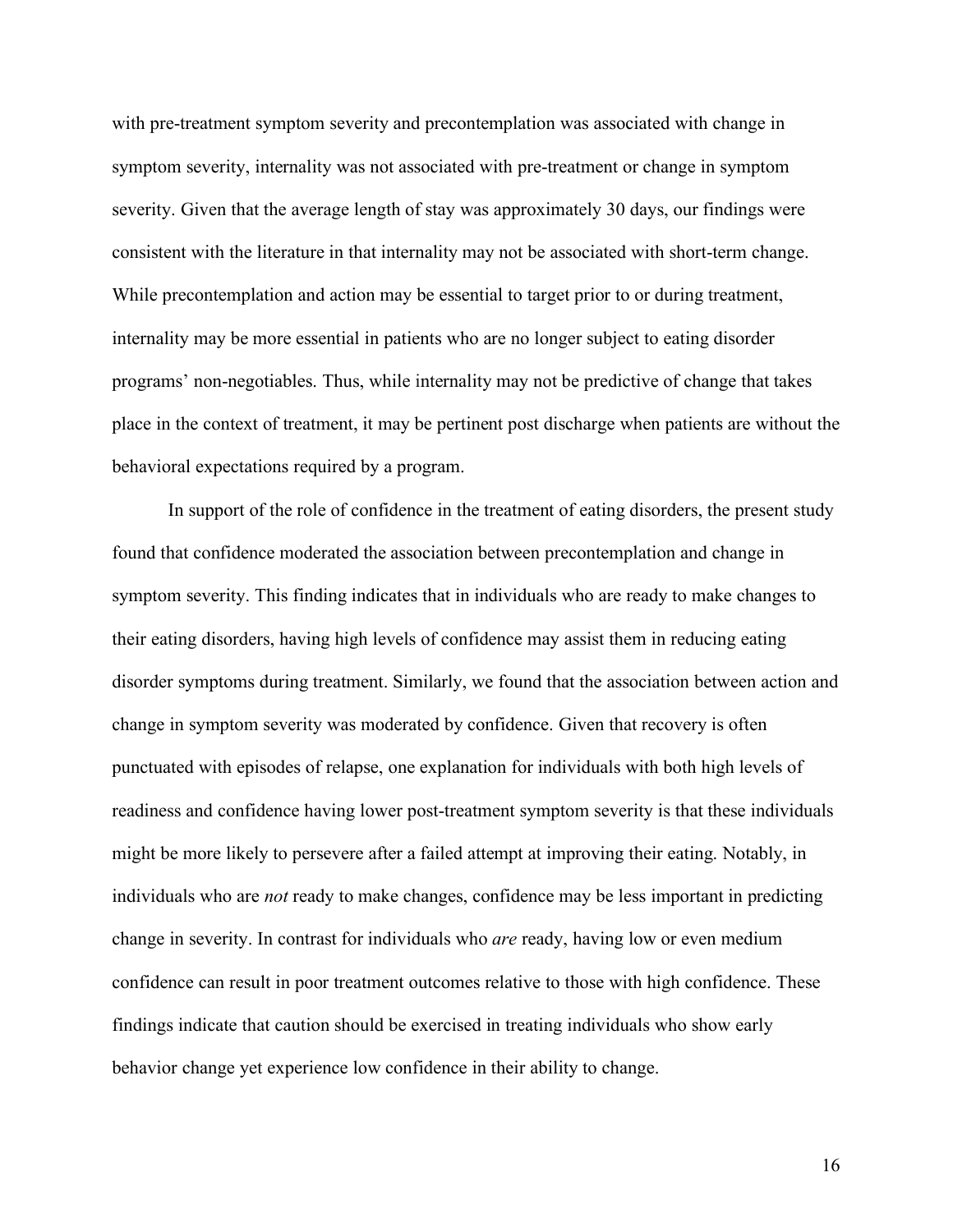with pre-treatment symptom severity and precontemplation was associated with change in symptom severity, internality was not associated with pre-treatment or change in symptom severity. Given that the average length of stay was approximately 30 days, our findings were consistent with the literature in that internality may not be associated with short-term change. While precontemplation and action may be essential to target prior to or during treatment, internality may be more essential in patients who are no longer subject to eating disorder programs' non-negotiables. Thus, while internality may not be predictive of change that takes place in the context of treatment, it may be pertinent post discharge when patients are without the behavioral expectations required by a program.

In support of the role of confidence in the treatment of eating disorders, the present study found that confidence moderated the association between precontemplation and change in symptom severity. This finding indicates that in individuals who are ready to make changes to their eating disorders, having high levels of confidence may assist them in reducing eating disorder symptoms during treatment. Similarly, we found that the association between action and change in symptom severity was moderated by confidence. Given that recovery is often punctuated with episodes of relapse, one explanation for individuals with both high levels of readiness and confidence having lower post-treatment symptom severity is that these individuals might be more likely to persevere after a failed attempt at improving their eating. Notably, in individuals who are *not* ready to make changes, confidence may be less important in predicting change in severity. In contrast for individuals who *are* ready, having low or even medium confidence can result in poor treatment outcomes relative to those with high confidence. These findings indicate that caution should be exercised in treating individuals who show early behavior change yet experience low confidence in their ability to change.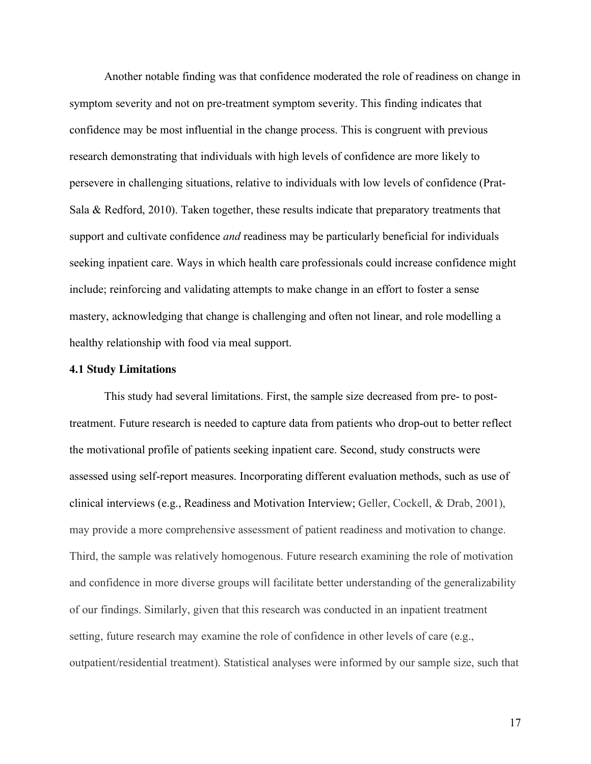Another notable finding was that confidence moderated the role of readiness on change in symptom severity and not on pre-treatment symptom severity. This finding indicates that confidence may be most influential in the change process. This is congruent with previous research demonstrating that individuals with high levels of confidence are more likely to persevere in challenging situations, relative to individuals with low levels of confidence (Prat-Sala & Redford, 2010). Taken together, these results indicate that preparatory treatments that support and cultivate confidence *and* readiness may be particularly beneficial for individuals seeking inpatient care. Ways in which health care professionals could increase confidence might include; reinforcing and validating attempts to make change in an effort to foster a sense mastery, acknowledging that change is challenging and often not linear, and role modelling a healthy relationship with food via meal support.

### 4.1 Study Limitations

This study had several limitations. First, the sample size decreased from pre- to post-treatment. Future research is needed to capture data from patients who drop-out to better reflect the motivational profile of patients seeking inpatient care. Second, study constructs were assessed using self-report measures. Incorporating different evaluation methods, such as use of clinical interviews (e.g., Readiness and Motivation Interview; Geller, Cockell, & Drab, 2001), may provide a more comprehensive assessment of patient readiness and motivation to change. Third, the sample was relatively homogenous. Future research examining the role of motivation and confidence in more diverse groups will facilitate better understanding of the generalizability of our findings. Similarly, given that this research was conducted in an inpatient treatment setting, future research may examine the role of confidence in other levels of care (e.g., outpatient/residential treatment). Statistical analyses were informed by our sample size, such that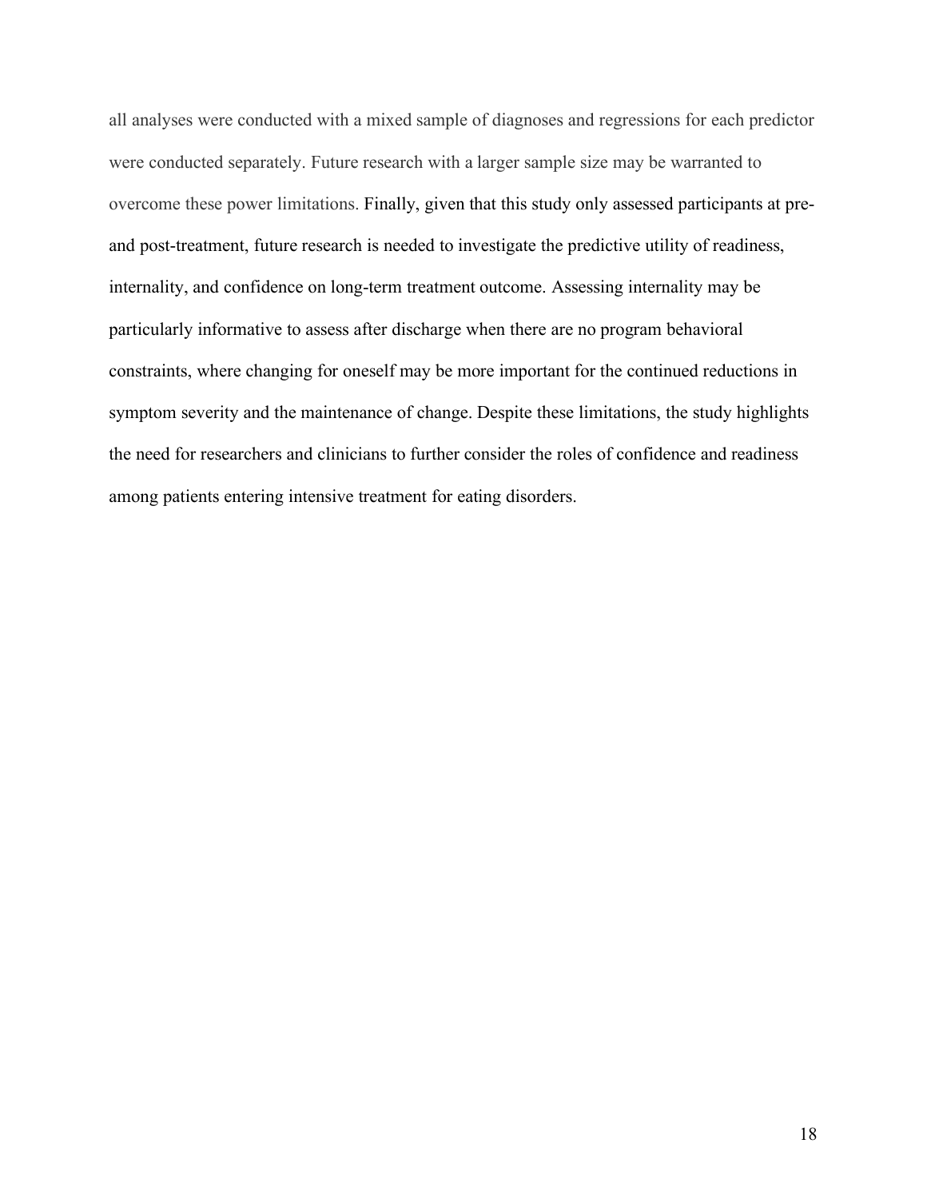all analyses were conducted with a mixed sample of diagnoses and regressions for each predictor were conducted separately. Future research with a larger sample size may be warranted to overcome these power limitations. Finally, given that this study only assessed participants at pre- and post-treatment, future research is needed to investigate the predictive utility of readiness, internality, and confidence on long-term treatment outcome. Assessing internality may be particularly informative to assess after discharge when there are no program behavioral constraints, where changing for oneself may be more important for the continued reductions in symptom severity and the maintenance of change. Despite these limitations, the study highlights the need for researchers and clinicians to further consider the roles of confidence and readiness among patients entering intensive treatment for eating disorders.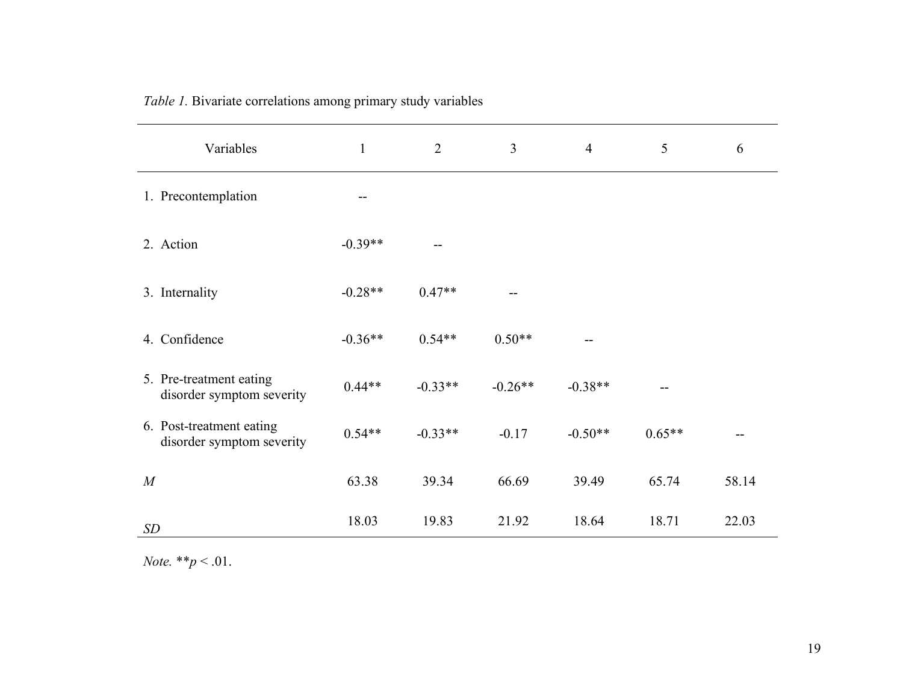*Table 1.* Bivariate correlations among primary study variables

| Variables | 1 | 2 | 3 | 4 | 5 | 6 |
|---|---|---|---|---|---|---|
| 1. Precontemplation | -- | | | | | |
| 2. Action | -0.39** | -- | | | | |
| 3. Internality | -0.28** | 0.47** | -- | | | |
| 4. Confidence | -0.36** | 0.54** | 0.50** | -- | | |
| 5. Pre-treatment eating disorder symptom severity | 0.44** | -0.33** | -0.26** | -0.38** | -- | |
| 6. Post-treatment eating disorder symptom severity | 0.54** | -0.33** | -0.17 | -0.50** | 0.65** | -- |
| *M* | 63.38 | 39.34 | 66.69 | 39.49 | 65.74 | 58.14 |
| *SD* | 18.03 | 19.83 | 21.92 | 18.64 | 18.71 | 22.03 |

*Note.* ** $p < .01$.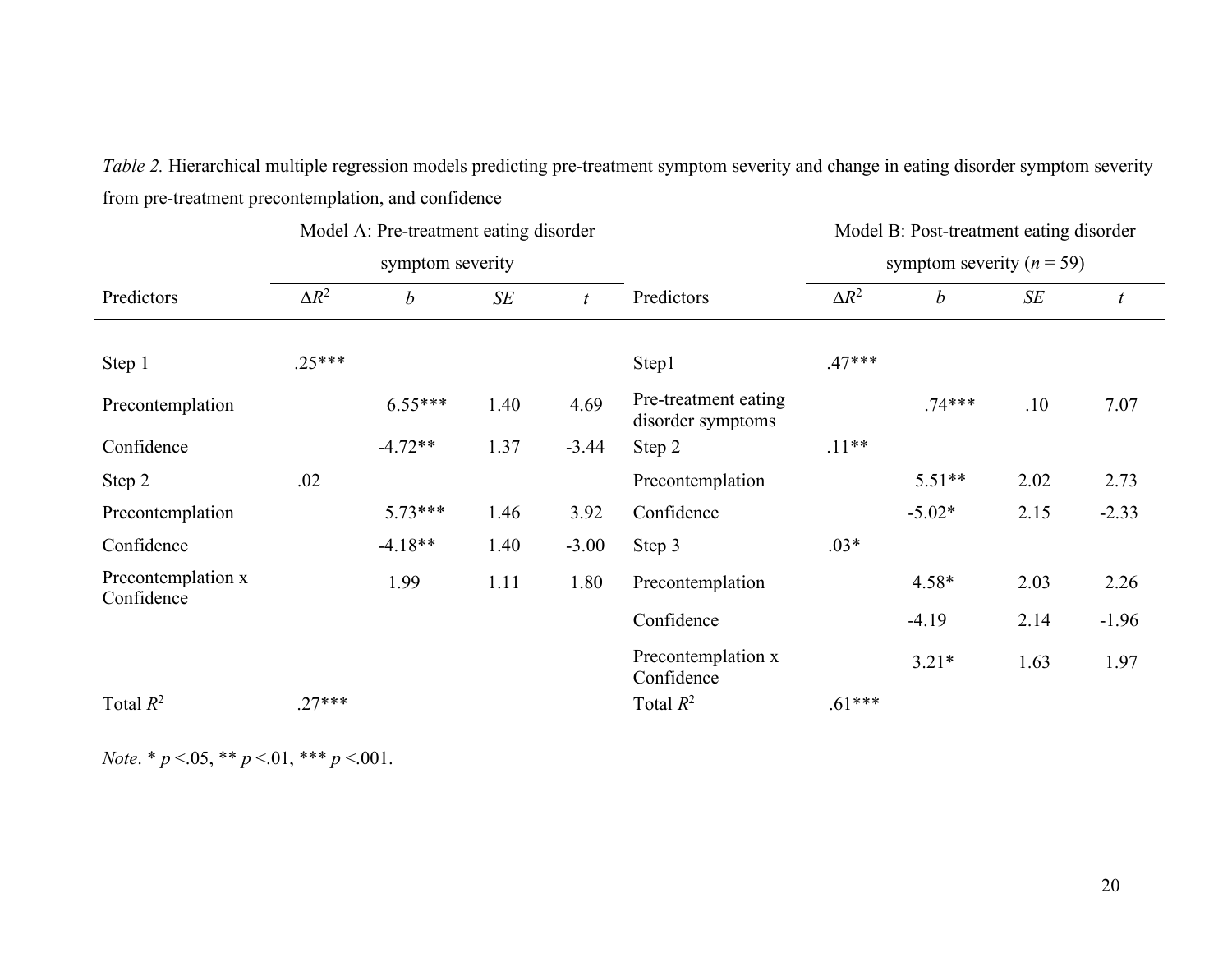*Table 2.* Hierarchical multiple regression models predicting pre-treatment symptom severity and change in eating disorder symptom severity from pre-treatment precontemplation, and confidence

| | Model A: Pre-treatment eating disorder symptom severity | | | | | Model B: Post-treatment eating disorder symptom severity ($n$ = 59) | | | |
|---|---|---|---|---|---|---|---|---|---|
| Predictors | $\Delta R^2$ | $b$ | $SE$ | $t$ | Predictors | $\Delta R^2$ | $b$ | $SE$ | $t$ |
| Step 1 | .25*** | | | | Step1 | .47*** | | | |
| Precontemplation | | 6.55*** | 1.40 | 4.69 | Pre-treatment eating disorder symptoms | | .74*** | .10 | 7.07 |
| Confidence | | -4.72** | 1.37 | -3.44 | Step 2 | .11** | | | |
| Step 2 | .02 | | | | Precontemplation | | 5.51** | 2.02 | 2.73 |
| Precontemplation | | 5.73*** | 1.46 | 3.92 | Confidence | | -5.02* | 2.15 | -2.33 |
| Confidence | | -4.18** | 1.40 | -3.00 | Step 3 | .03* | | | |
| Precontemplation x Confidence | | 1.99 | 1.11 | 1.80 | Precontemplation | | 4.58* | 2.03 | 2.26 |
| | | | | | Confidence | | -4.19 | 2.14 | -1.96 |
| | | | | | Precontemplation x Confidence | | 3.21* | 1.63 | 1.97 |
| Total $R^2$ | .27*** | | | | Total $R^2$ | .61*** | | | |

*Note*. * $p$ <.05, ** $p$ <.01, *** $p$ <.001.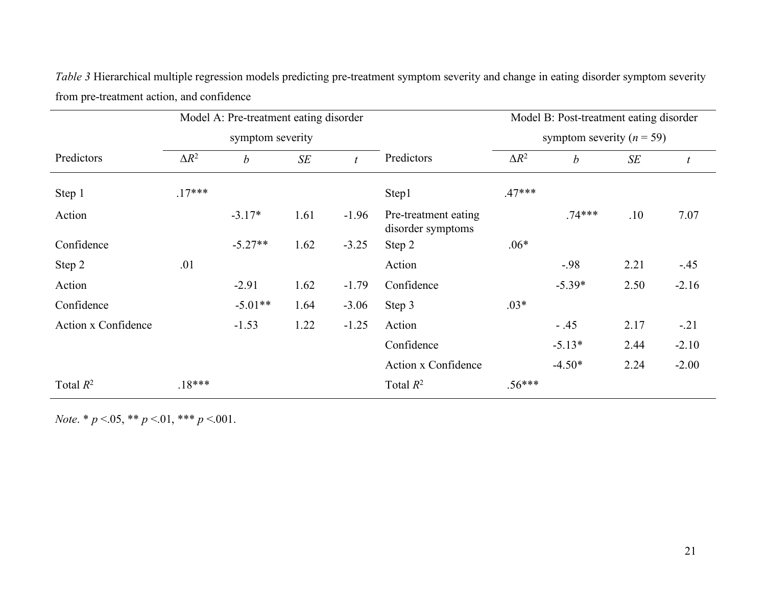*Table 3* Hierarchical multiple regression models predicting pre-treatment symptom severity and change in eating disorder symptom severity from pre-treatment action, and confidence

| | Model A: Pre-treatment eating disorder symptom severity | | | | | Model B: Post-treatment eating disorder symptom severity ($n$ = 59) | | | |
|---|---|---|---|---|---|---|---|---|---|
| Predictors | $\Delta R^2$ | *b* | *SE* | *t* | Predictors | $\Delta R^2$ | *b* | *SE* | *t* |
| Step 1 | .17*** | | | | Step1 | .47*** | | | |
| Action | | -3.17* | 1.61 | -1.96 | Pre-treatment eating disorder symptoms | | .74*** | .10 | 7.07 |
| Confidence | | -5.27** | 1.62 | -3.25 | Step 2 | .06* | | | |
| Step 2 | .01 | | | | Action | | -.98 | 2.21 | -.45 |
| Action | | -2.91 | 1.62 | -1.79 | Confidence | | -5.39* | 2.50 | -2.16 |
| Confidence | | -5.01** | 1.64 | -3.06 | Step 3 | .03* | | | |
| Action x Confidence | | -1.53 | 1.22 | -1.25 | Action | | - .45 | 2.17 | -.21 |
| | | | | | Confidence | | -5.13* | 2.44 | -2.10 |
| | | | | | Action x Confidence | | -4.50* | 2.24 | -2.00 |
| Total $R^2$ | .18*** | | | | Total $R^2$ | .56*** | | | |

*Note*. * $p$ <.05, ** $p$ <.01, *** $p$ <.001.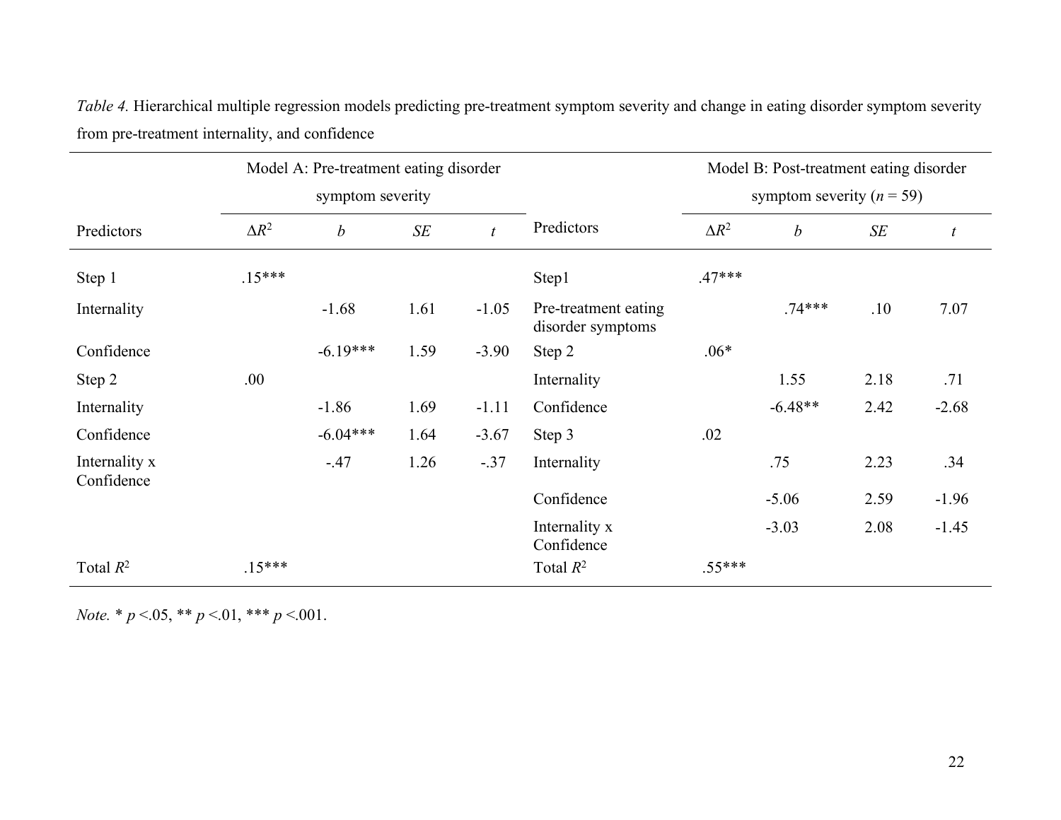*Table 4.* Hierarchical multiple regression models predicting pre-treatment symptom severity and change in eating disorder symptom severity from pre-treatment internality, and confidence

| | Model A: Pre-treatment eating disorder symptom severity | | | | | Model B: Post-treatment eating disorder symptom severity ($n$ = 59) | | | |
|---|---|---|---|---|---|---|---|---|---|
| Predictors | $\Delta R^2$ | $b$ | $SE$ | $t$ | Predictors | $\Delta R^2$ | $b$ | $SE$ | $t$ |
| Step 1 | .15*** | | | | Step1 | .47*** | | | |
| Internality | | -1.68 | 1.61 | -1.05 | Pre-treatment eating disorder symptoms | | .74*** | .10 | 7.07 |
| Confidence | | -6.19*** | 1.59 | -3.90 | Step 2 | .06* | | | |
| Step 2 | .00 | | | | Internality | | 1.55 | 2.18 | .71 |
| Internality | | -1.86 | 1.69 | -1.11 | Confidence | | -6.48** | 2.42 | -2.68 |
| Confidence | | -6.04*** | 1.64 | -3.67 | Step 3 | .02 | | | |
| Internality x Confidence | | -.47 | 1.26 | -.37 | Internality | | .75 | 2.23 | .34 |
| | | | | | Confidence | | -5.06 | 2.59 | -1.96 |
| | | | | | Internality x Confidence | | -3.03 | 2.08 | -1.45 |
| Total $R^2$ | .15*** | | | | Total $R^2$ | .55*** | | | |

*Note.* * $p$ <.05, ** $p$ <.01, *** $p$ <.001.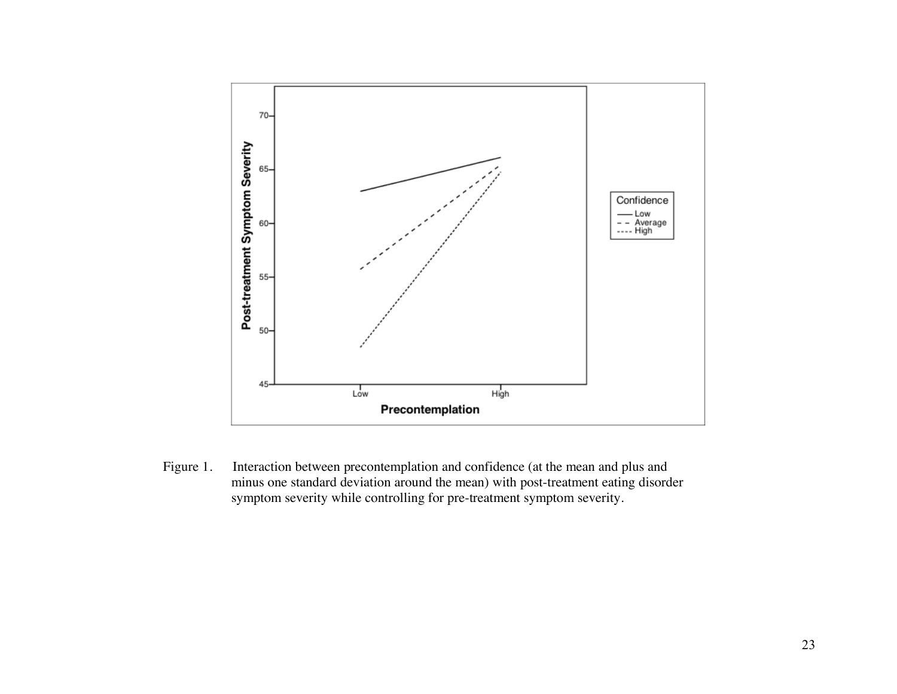Figure 1. Interaction between precontemplation and confidence (at the mean and plus and minus one standard deviation around the mean) with post-treatment eating disorder symptom severity while controlling for pre-treatment symptom severity.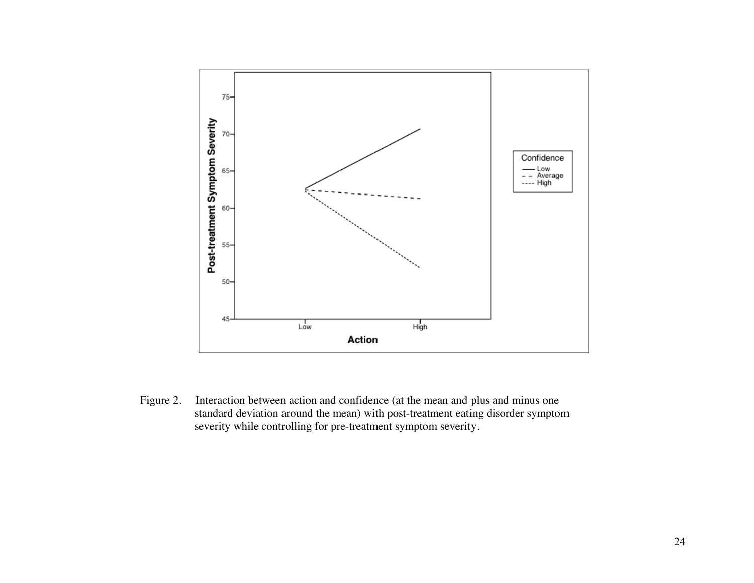Figure 2. Interaction between action and confidence (at the mean and plus and minus one standard deviation around the mean) with post-treatment eating disorder symptom severity while controlling for pre-treatment symptom severity.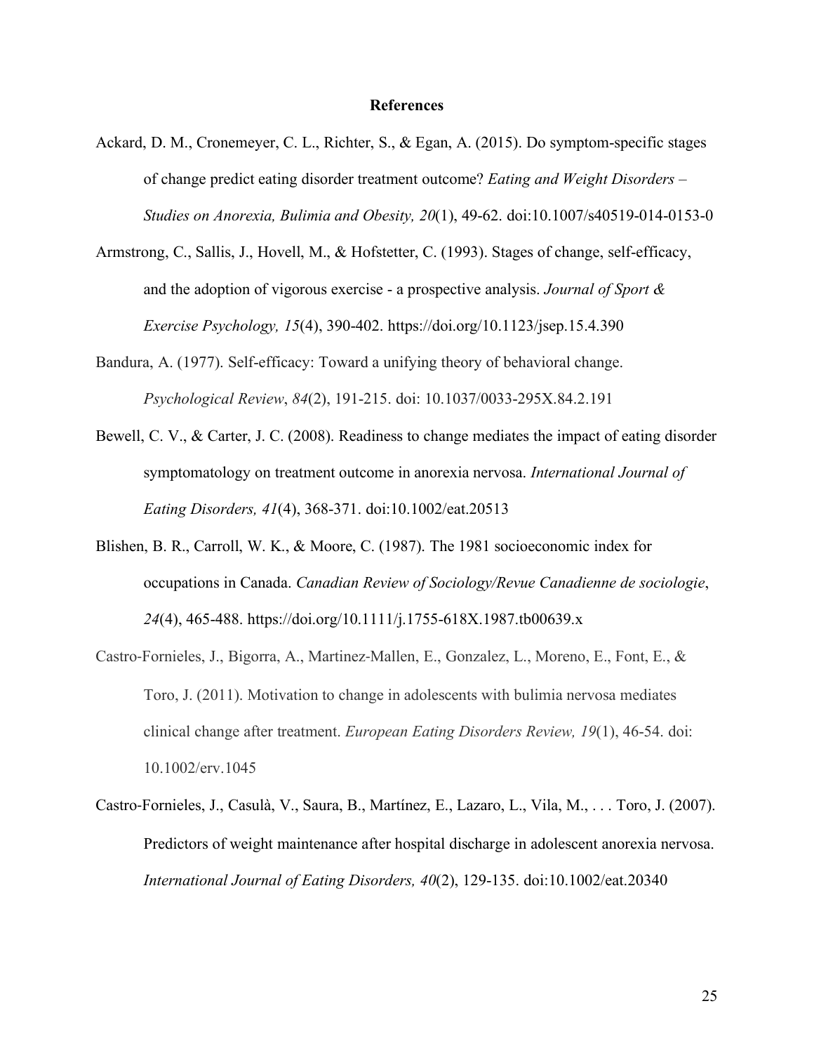# References

Ackard, D. M., Cronemeyer, C. L., Richter, S., & Egan, A. (2015). Do symptom-specific stages of change predict eating disorder treatment outcome? *Eating and Weight Disorders – Studies on Anorexia, Bulimia and Obesity, 20*(1), 49-62. doi:10.1007/s40519-014-0153-0

Armstrong, C., Sallis, J., Hovell, M., & Hofstetter, C. (1993). Stages of change, self-efficacy, and the adoption of vigorous exercise - a prospective analysis. *Journal of Sport & Exercise Psychology, 15*(4), 390-402. https://doi.org/10.1123/jsep.15.4.390

Bandura, A. (1977). Self-efficacy: Toward a unifying theory of behavioral change. *Psychological Review*, *84*(2), 191-215. doi: 10.1037/0033-295X.84.2.191

Bewell, C. V., & Carter, J. C. (2008). Readiness to change mediates the impact of eating disorder symptomatology on treatment outcome in anorexia nervosa. *International Journal of Eating Disorders, 41*(4), 368-371. doi:10.1002/eat.20513

Blishen, B. R., Carroll, W. K., & Moore, C. (1987). The 1981 socioeconomic index for occupations in Canada. *Canadian Review of Sociology/Revue Canadienne de sociologie*, *24*(4), 465-488. https://doi.org/10.1111/j.1755-618X.1987.tb00639.x

Castro-Fornieles, J., Bigorra, A., Martinez-Mallen, E., Gonzalez, L., Moreno, E., Font, E., & Toro, J. (2011). Motivation to change in adolescents with bulimia nervosa mediates clinical change after treatment. *European Eating Disorders Review, 19*(1), 46-54. doi: 10.1002/erv.1045

Castro-Fornieles, J., Casulà, V., Saura, B., Martínez, E., Lazaro, L., Vila, M., . . . Toro, J. (2007). Predictors of weight maintenance after hospital discharge in adolescent anorexia nervosa. *International Journal of Eating Disorders, 40*(2), 129-135. doi:10.1002/eat.20340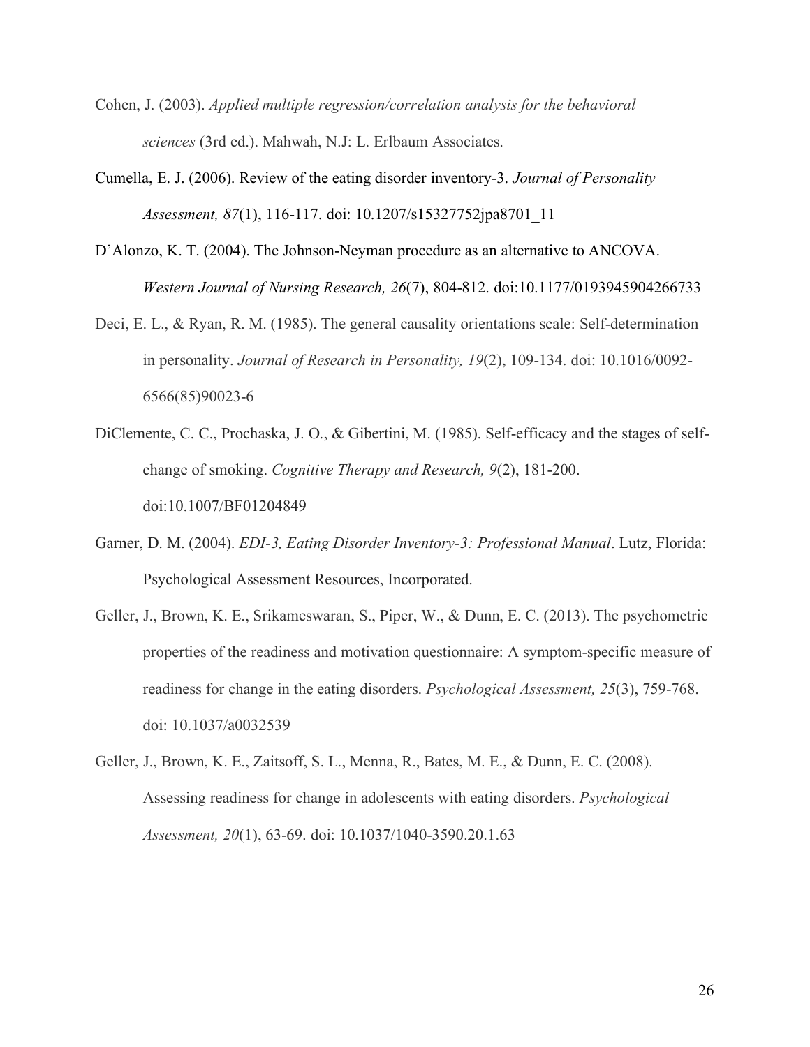Cohen, J. (2003). *Applied multiple regression/correlation analysis for the behavioral sciences* (3rd ed.). Mahwah, N.J: L. Erlbaum Associates.

Cumella, E. J. (2006). Review of the eating disorder inventory-3. *Journal of Personality Assessment, 87*(1), 116-117. doi: 10.1207/s15327752jpa8701_11

D'Alonzo, K. T. (2004). The Johnson-Neyman procedure as an alternative to ANCOVA. *Western Journal of Nursing Research, 26*(7), 804-812. doi:10.1177/0193945904266733

Deci, E. L., & Ryan, R. M. (1985). The general causality orientations scale: Self-determination in personality. *Journal of Research in Personality, 19*(2), 109-134. doi: 10.1016/0092-6566(85)90023-6

DiClemente, C. C., Prochaska, J. O., & Gibertini, M. (1985). Self-efficacy and the stages of self-change of smoking. *Cognitive Therapy and Research, 9*(2), 181-200. doi:10.1007/BF01204849

Garner, D. M. (2004). *EDI-3, Eating Disorder Inventory-3: Professional Manual*. Lutz, Florida: Psychological Assessment Resources, Incorporated.

Geller, J., Brown, K. E., Srikameswaran, S., Piper, W., & Dunn, E. C. (2013). The psychometric properties of the readiness and motivation questionnaire: A symptom-specific measure of readiness for change in the eating disorders. *Psychological Assessment, 25*(3), 759-768. doi: 10.1037/a0032539

Geller, J., Brown, K. E., Zaitsoff, S. L., Menna, R., Bates, M. E., & Dunn, E. C. (2008). Assessing readiness for change in adolescents with eating disorders. *Psychological Assessment, 20*(1), 63-69. doi: 10.1037/1040-3590.20.1.63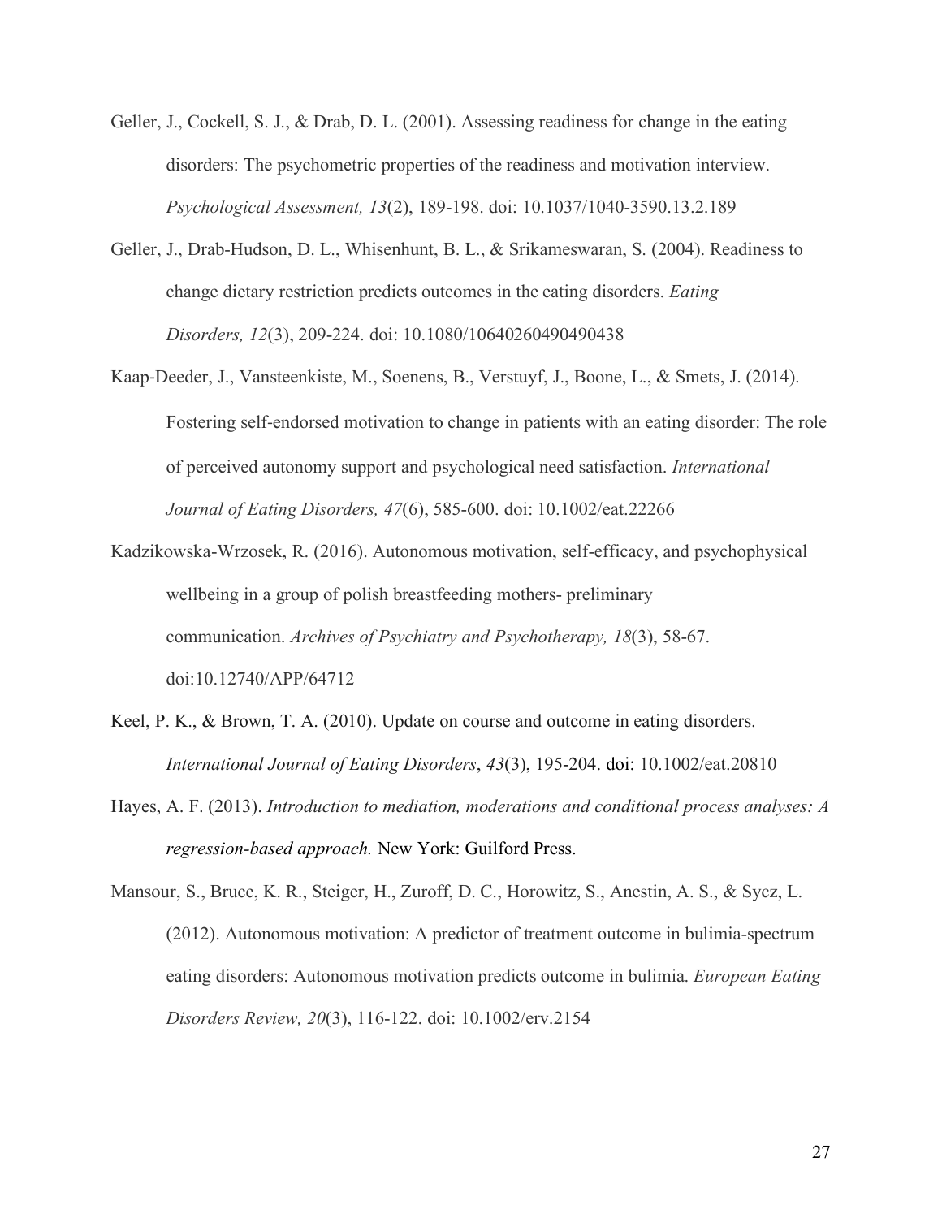Geller, J., Cockell, S. J., & Drab, D. L. (2001). Assessing readiness for change in the eating disorders: The psychometric properties of the readiness and motivation interview. *Psychological Assessment, 13*(2), 189-198. doi: 10.1037/1040-3590.13.2.189

Geller, J., Drab-Hudson, D. L., Whisenhunt, B. L., & Srikameswaran, S. (2004). Readiness to change dietary restriction predicts outcomes in the eating disorders. *Eating Disorders, 12*(3), 209-224. doi: 10.1080/10640260490490438

Kaap-Deeder, J., Vansteenkiste, M., Soenens, B., Verstuyf, J., Boone, L., & Smets, J. (2014). Fostering self-endorsed motivation to change in patients with an eating disorder: The role of perceived autonomy support and psychological need satisfaction. *International Journal of Eating Disorders, 47*(6), 585-600. doi: 10.1002/eat.22266

Kadzikowska-Wrzosek, R. (2016). Autonomous motivation, self-efficacy, and psychophysical wellbeing in a group of polish breastfeeding mothers- preliminary communication. *Archives of Psychiatry and Psychotherapy, 18*(3), 58-67. doi:10.12740/APP/64712

Keel, P. K., & Brown, T. A. (2010). Update on course and outcome in eating disorders. *International Journal of Eating Disorders*, *43*(3), 195-204. doi: 10.1002/eat.20810

Hayes, A. F. (2013). *Introduction to mediation, moderations and conditional process analyses: A regression-based approach.* New York: Guilford Press.

Mansour, S., Bruce, K. R., Steiger, H., Zuroff, D. C., Horowitz, S., Anestin, A. S., & Sycz, L. (2012). Autonomous motivation: A predictor of treatment outcome in bulimia-spectrum eating disorders: Autonomous motivation predicts outcome in bulimia. *European Eating Disorders Review, 20*(3), 116-122. doi: 10.1002/erv.2154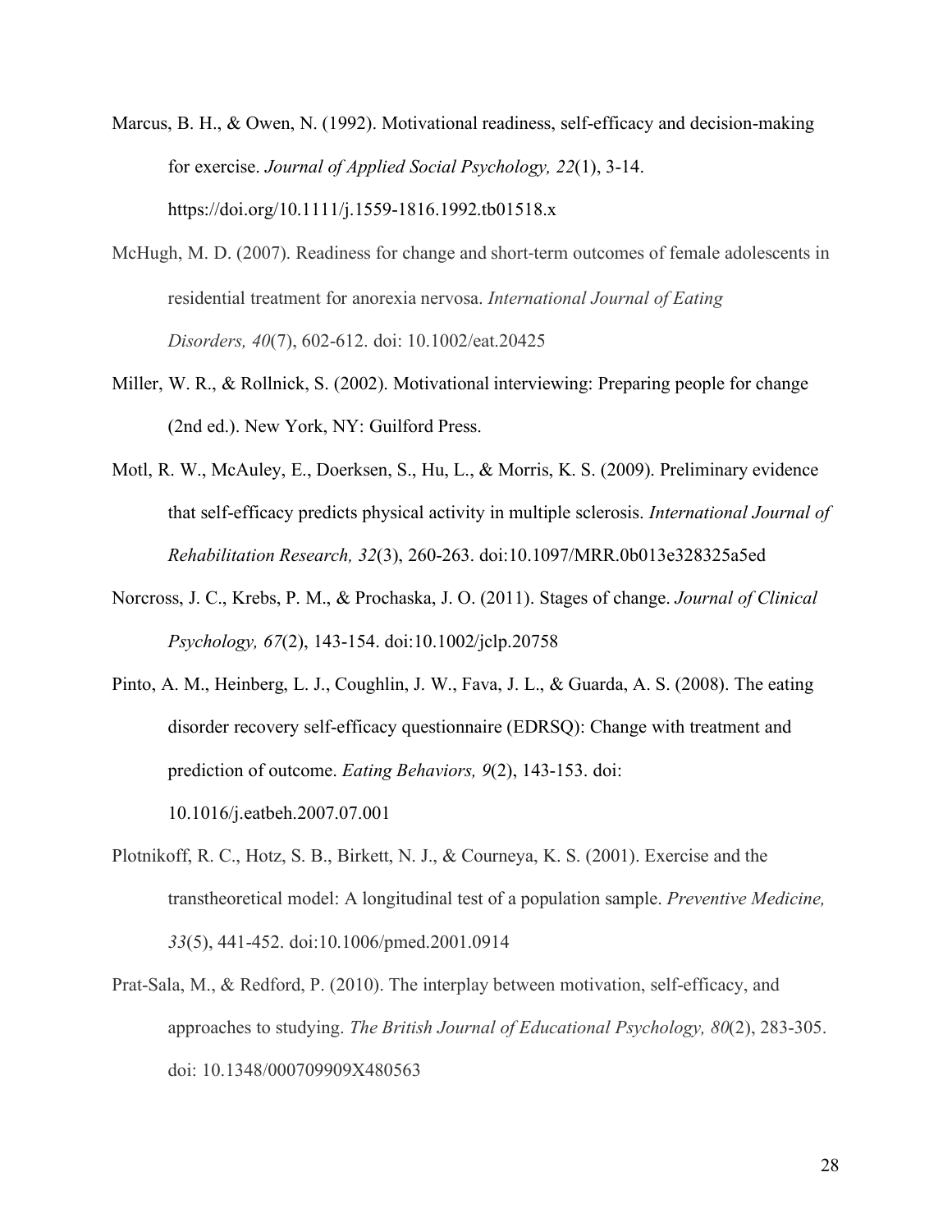Marcus, B. H., & Owen, N. (1992). Motivational readiness, self-efficacy and decision-making for exercise. *Journal of Applied Social Psychology, 22*(1), 3-14. https://doi.org/10.1111/j.1559-1816.1992.tb01518.x

McHugh, M. D. (2007). Readiness for change and short-term outcomes of female adolescents in residential treatment for anorexia nervosa. *International Journal of Eating Disorders, 40*(7), 602-612. doi: 10.1002/eat.20425

Miller, W. R., & Rollnick, S. (2002). Motivational interviewing: Preparing people for change (2nd ed.). New York, NY: Guilford Press.

Motl, R. W., McAuley, E., Doerksen, S., Hu, L., & Morris, K. S. (2009). Preliminary evidence that self-efficacy predicts physical activity in multiple sclerosis. *International Journal of Rehabilitation Research, 32*(3), 260-263. doi:10.1097/MRR.0b013e328325a5ed

Norcross, J. C., Krebs, P. M., & Prochaska, J. O. (2011). Stages of change. *Journal of Clinical Psychology, 67*(2), 143-154. doi:10.1002/jclp.20758

Pinto, A. M., Heinberg, L. J., Coughlin, J. W., Fava, J. L., & Guarda, A. S. (2008). The eating disorder recovery self-efficacy questionnaire (EDRSQ): Change with treatment and prediction of outcome. *Eating Behaviors, 9*(2), 143-153. doi: 10.1016/j.eatbeh.2007.07.001

Plotnikoff, R. C., Hotz, S. B., Birkett, N. J., & Courneya, K. S. (2001). Exercise and the transtheoretical model: A longitudinal test of a population sample. *Preventive Medicine, 33*(5), 441-452. doi:10.1006/pmed.2001.0914

Prat-Sala, M., & Redford, P. (2010). The interplay between motivation, self-efficacy, and approaches to studying. *The British Journal of Educational Psychology, 80*(2), 283-305. doi: 10.1348/000709909X480563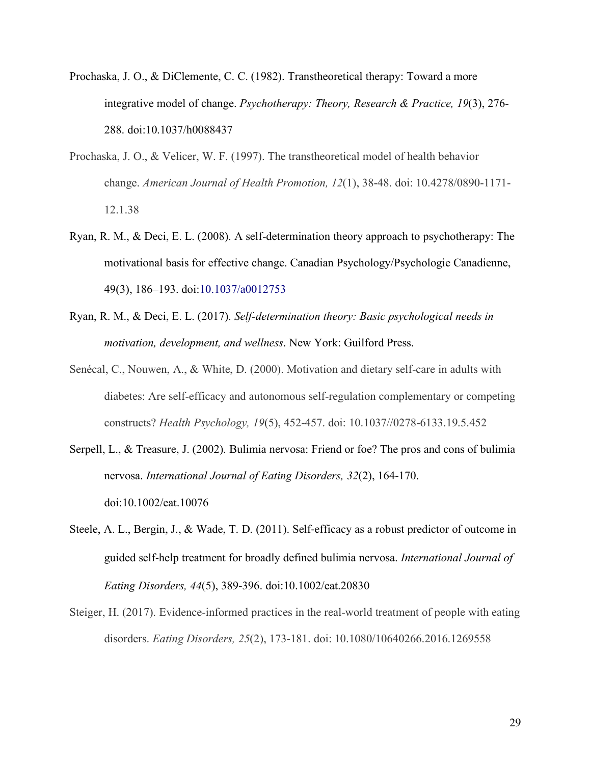Prochaska, J. O., & DiClemente, C. C. (1982). Transtheoretical therapy: Toward a more integrative model of change. *Psychotherapy: Theory, Research & Practice, 19*(3), 276-288. doi:10.1037/h0088437

Prochaska, J. O., & Velicer, W. F. (1997). The transtheoretical model of health behavior change. *American Journal of Health Promotion, 12*(1), 38-48. doi: 10.4278/0890-1171-12.1.38

Ryan, R. M., & Deci, E. L. (2008). A self-determination theory approach to psychotherapy: The motivational basis for effective change. Canadian Psychology/Psychologie Canadienne, 49(3), 186–193. doi:10.1037/a0012753

Ryan, R. M., & Deci, E. L. (2017). *Self-determination theory: Basic psychological needs in motivation, development, and wellness*. New York: Guilford Press.

Senécal, C., Nouwen, A., & White, D. (2000). Motivation and dietary self-care in adults with diabetes: Are self-efficacy and autonomous self-regulation complementary or competing constructs? *Health Psychology, 19*(5), 452-457. doi: 10.1037//0278-6133.19.5.452

Serpell, L., & Treasure, J. (2002). Bulimia nervosa: Friend or foe? The pros and cons of bulimia nervosa. *International Journal of Eating Disorders, 32*(2), 164-170. doi:10.1002/eat.10076

Steele, A. L., Bergin, J., & Wade, T. D. (2011). Self-efficacy as a robust predictor of outcome in guided self-help treatment for broadly defined bulimia nervosa. *International Journal of Eating Disorders, 44*(5), 389-396. doi:10.1002/eat.20830

Steiger, H. (2017). Evidence-informed practices in the real-world treatment of people with eating disorders. *Eating Disorders, 25*(2), 173-181. doi: 10.1080/10640266.2016.1269558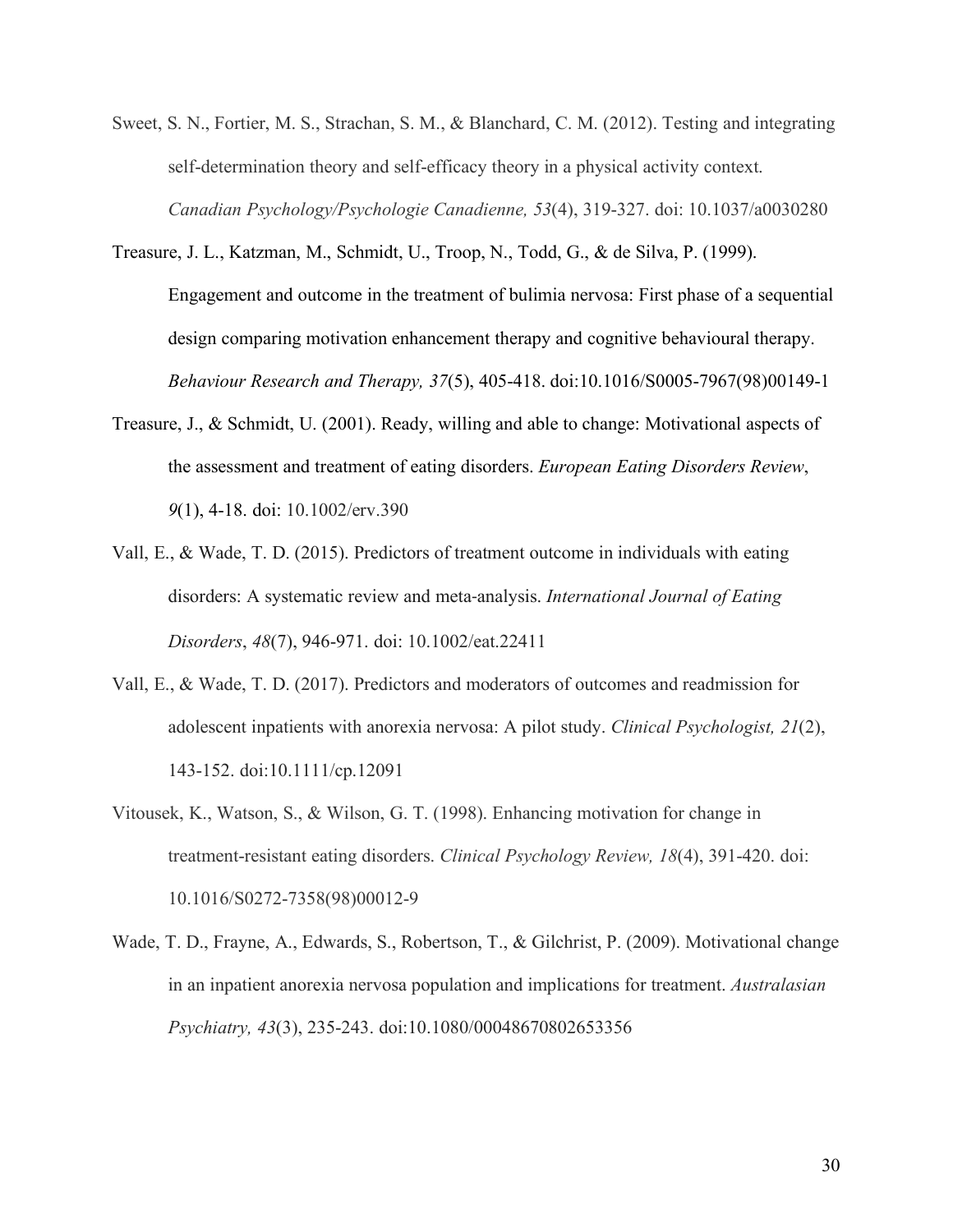Sweet, S. N., Fortier, M. S., Strachan, S. M., & Blanchard, C. M. (2012). Testing and integrating self-determination theory and self-efficacy theory in a physical activity context. *Canadian Psychology/Psychologie Canadienne, 53*(4), 319-327. doi: 10.1037/a0030280

Treasure, J. L., Katzman, M., Schmidt, U., Troop, N., Todd, G., & de Silva, P. (1999). Engagement and outcome in the treatment of bulimia nervosa: First phase of a sequential design comparing motivation enhancement therapy and cognitive behavioural therapy. *Behaviour Research and Therapy, 37*(5), 405-418. doi:10.1016/S0005-7967(98)00149-1

Treasure, J., & Schmidt, U. (2001). Ready, willing and able to change: Motivational aspects of the assessment and treatment of eating disorders. *European Eating Disorders Review*, *9*(1), 4-18. doi: 10.1002/erv.390

Vall, E., & Wade, T. D. (2015). Predictors of treatment outcome in individuals with eating disorders: A systematic review and meta-analysis. *International Journal of Eating Disorders*, *48*(7), 946-971. doi: 10.1002/eat.22411

Vall, E., & Wade, T. D. (2017). Predictors and moderators of outcomes and readmission for adolescent inpatients with anorexia nervosa: A pilot study. *Clinical Psychologist, 21*(2), 143-152. doi:10.1111/cp.12091

Vitousek, K., Watson, S., & Wilson, G. T. (1998). Enhancing motivation for change in treatment-resistant eating disorders. *Clinical Psychology Review, 18*(4), 391-420. doi: 10.1016/S0272-7358(98)00012-9

Wade, T. D., Frayne, A., Edwards, S., Robertson, T., & Gilchrist, P. (2009). Motivational change in an inpatient anorexia nervosa population and implications for treatment. *Australasian Psychiatry, 43*(3), 235-243. doi:10.1080/00048670802653356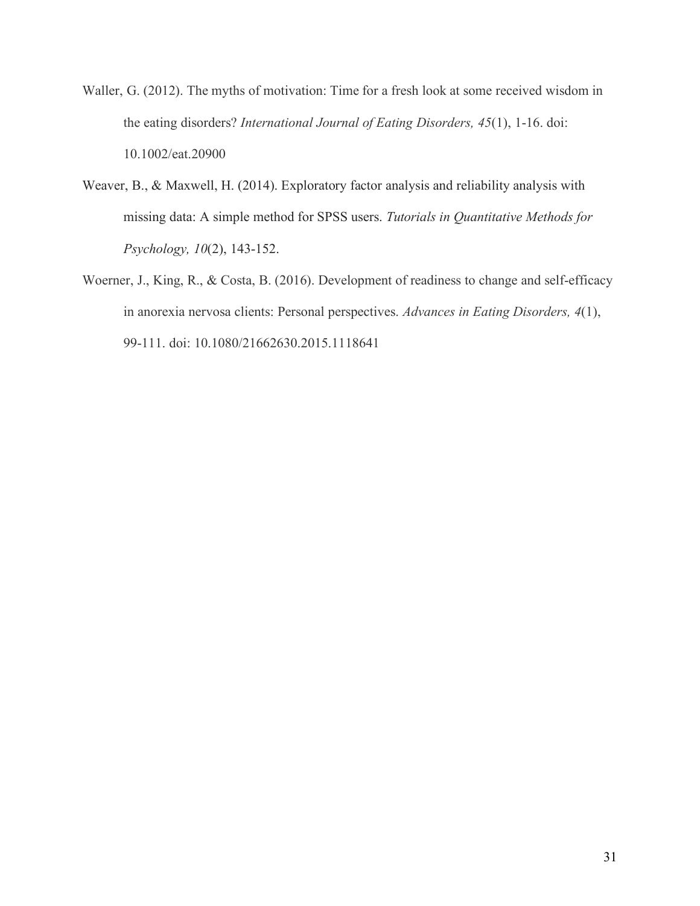Waller, G. (2012). The myths of motivation: Time for a fresh look at some received wisdom in the eating disorders? *International Journal of Eating Disorders, 45*(1), 1-16. doi: 10.1002/eat.20900

Weaver, B., & Maxwell, H. (2014). Exploratory factor analysis and reliability analysis with missing data: A simple method for SPSS users. *Tutorials in Quantitative Methods for Psychology, 10*(2), 143-152.

Woerner, J., King, R., & Costa, B. (2016). Development of readiness to change and self-efficacy in anorexia nervosa clients: Personal perspectives. *Advances in Eating Disorders, 4*(1), 99-111. doi: 10.1080/21662630.2015.1118641